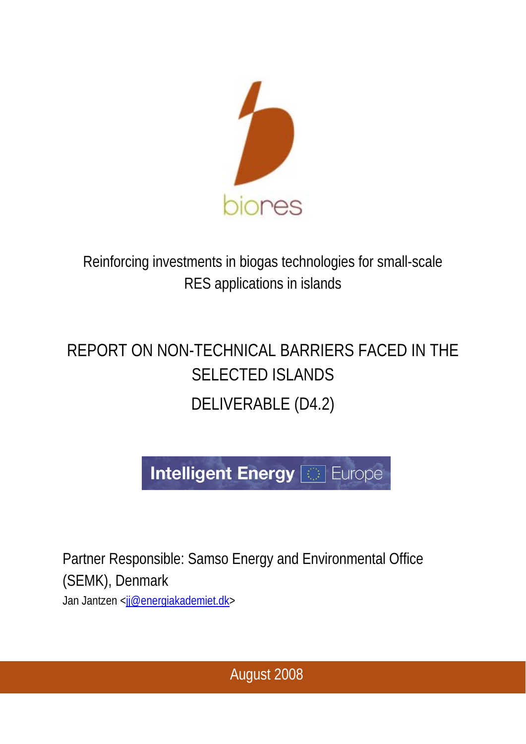biores

Reinforcing investments in biogas technologies for small-scale RES applications in islands

# REPORT ON NON-TECHNICAL BARRIERS FACED IN THE SELECTED ISLANDS

# DELIVERABLE (D4.2)

Intelligent Energy Europe

Partner Responsible: Samso Energy and Environmental Office (SEMK), Denmark

Jan Jantzen <jj@energiakademiet.dk>

August 2008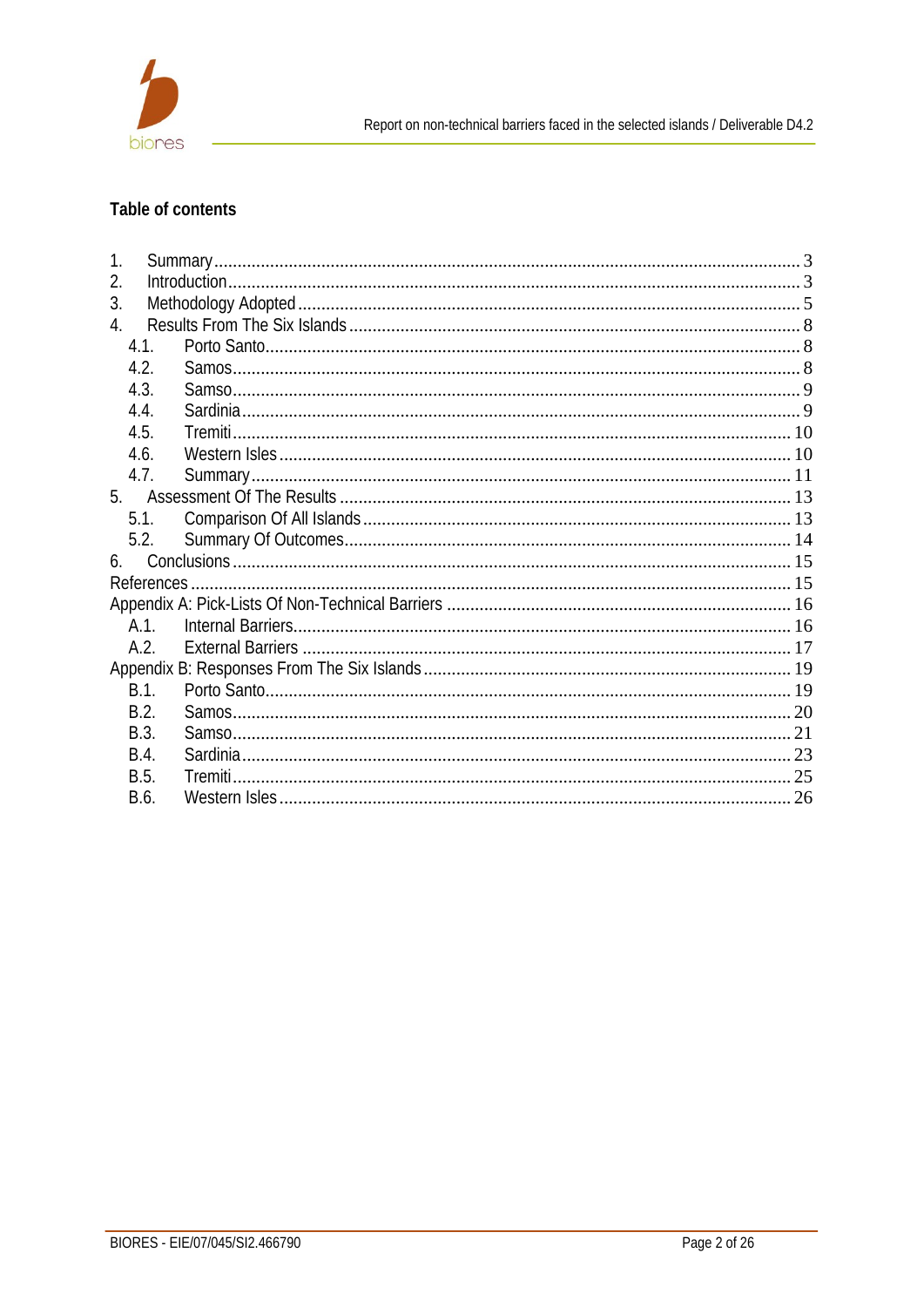## Table of contents

1. Summary ... 3
2. Introduction ... 3
3. Methodology Adopted ... 5
4. Results From The Six Islands ... 8
   - 4.1. Porto Santo ... 8
   - 4.2. Samos ... 8
   - 4.3. Samso ... 9
   - 4.4. Sardinia ... 9
   - 4.5. Tremiti ... 10
   - 4.6. Western Isles ... 10
   - 4.7. Summary ... 11
5. Assessment Of The Results ... 13
   - 5.1. Comparison Of All Islands ... 13
   - 5.2. Summary Of Outcomes ... 14
6. Conclusions ... 15

References ... 15

Appendix A: Pick-Lists Of Non-Technical Barriers ... 16
   - A.1. Internal Barriers ... 16
   - A.2. External Barriers ... 17

Appendix B: Responses From The Six Islands ... 19
   - B.1. Porto Santo ... 19
   - B.2. Samos ... 20
   - B.3. Samso ... 21
   - B.4. Sardinia ... 23
   - B.5. Tremiti ... 25
   - B.6. Western Isles ... 26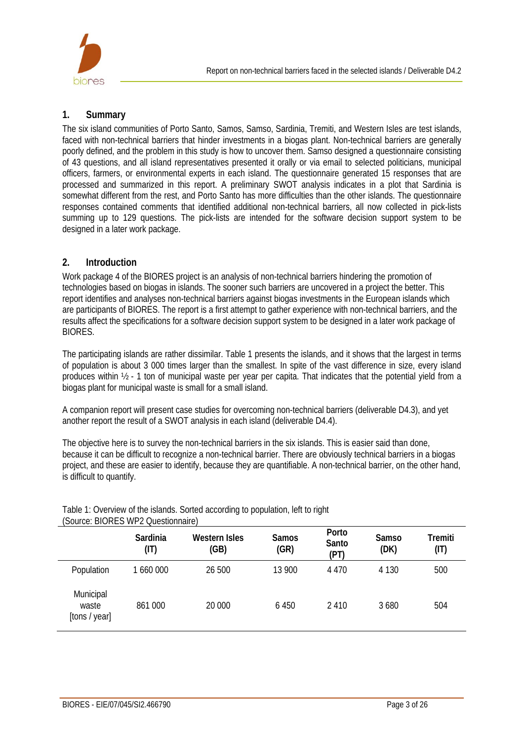## 1. Summary

The six island communities of Porto Santo, Samos, Samso, Sardinia, Tremiti, and Western Isles are test islands, faced with non-technical barriers that hinder investments in a biogas plant. Non-technical barriers are generally poorly defined, and the problem in this study is how to uncover them. Samso designed a questionnaire consisting of 43 questions, and all island representatives presented it orally or via email to selected politicians, municipal officers, farmers, or environmental experts in each island. The questionnaire generated 15 responses that are processed and summarized in this report. A preliminary SWOT analysis indicates in a plot that Sardinia is somewhat different from the rest, and Porto Santo has more difficulties than the other islands. The questionnaire responses contained comments that identified additional non-technical barriers, all now collected in pick-lists summing up to 129 questions. The pick-lists are intended for the software decision support system to be designed in a later work package.

## 2. Introduction

Work package 4 of the BIORES project is an analysis of non-technical barriers hindering the promotion of technologies based on biogas in islands. The sooner such barriers are uncovered in a project the better. This report identifies and analyses non-technical barriers against biogas investments in the European islands which are participants of BIORES. The report is a first attempt to gather experience with non-technical barriers, and the results affect the specifications for a software decision support system to be designed in a later work package of BIORES.

The participating islands are rather dissimilar. Table 1 presents the islands, and it shows that the largest in terms of population is about 3 000 times larger than the smallest. In spite of the vast difference in size, every island produces within ½ - 1 ton of municipal waste per year per capita. That indicates that the potential yield from a biogas plant for municipal waste is small for a small island.

A companion report will present case studies for overcoming non-technical barriers (deliverable D4.3), and yet another report the result of a SWOT analysis in each island (deliverable D4.4).

The objective here is to survey the non-technical barriers in the six islands. This is easier said than done, because it can be difficult to recognize a non-technical barrier. There are obviously technical barriers in a biogas project, and these are easier to identify, because they are quantifiable. A non-technical barrier, on the other hand, is difficult to quantify.

Table 1: Overview of the islands. Sorted according to population, left to right
(Source: BIORES WP2 Questionnaire)

| | Sardinia (IT) | Western Isles (GB) | Samos (GR) | Porto Santo (PT) | Samso (DK) | Tremiti (IT) |
|---|---|---|---|---|---|---|
| Population | 1 660 000 | 26 500 | 13 900 | 4 470 | 4 130 | 500 |
| Municipal waste [tons / year] | 861 000 | 20 000 | 6 450 | 2 410 | 3 680 | 504 |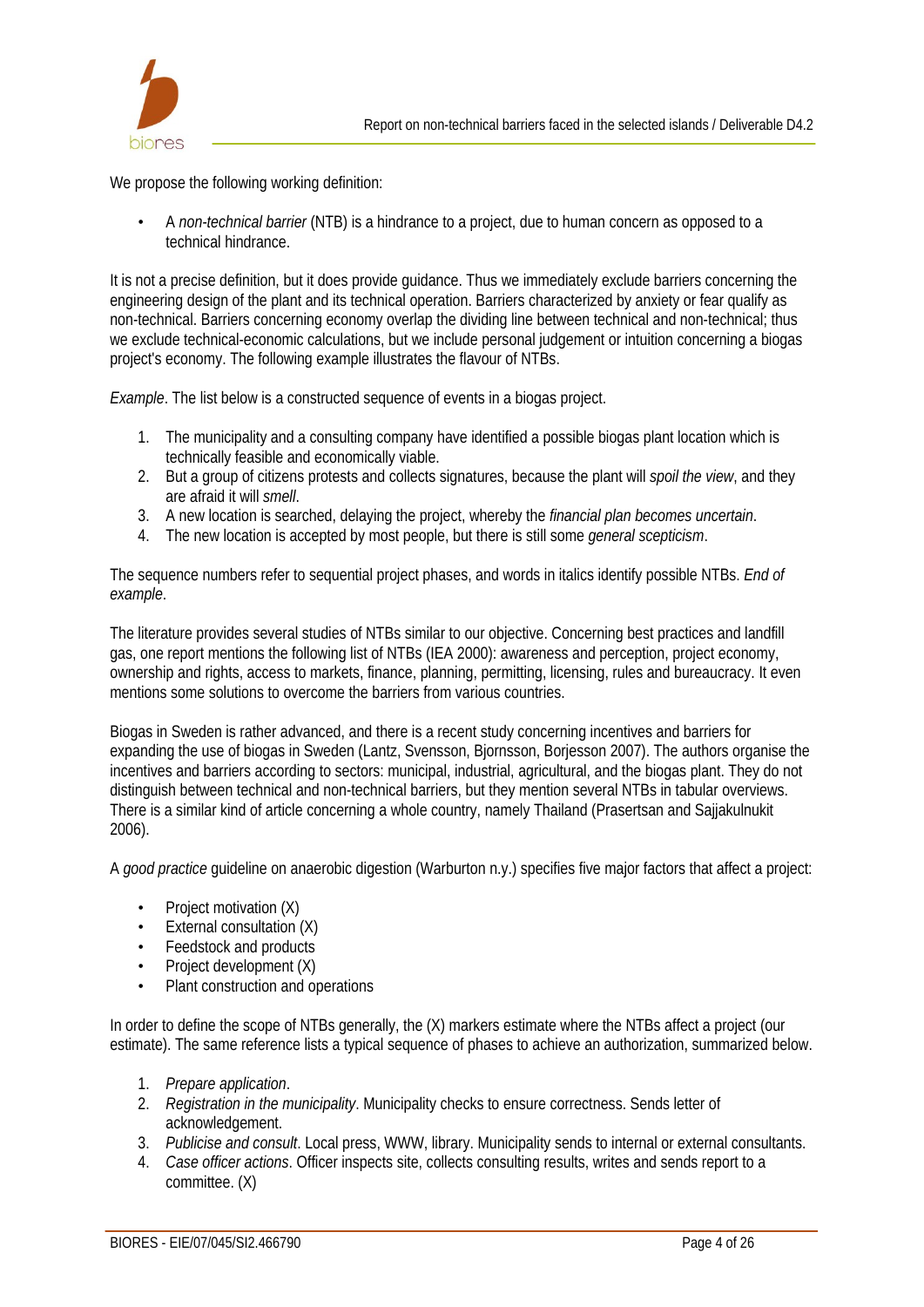We propose the following working definition:

- A *non-technical barrier* (NTB) is a hindrance to a project, due to human concern as opposed to a technical hindrance.

It is not a precise definition, but it does provide guidance. Thus we immediately exclude barriers concerning the engineering design of the plant and its technical operation. Barriers characterized by anxiety or fear qualify as non-technical. Barriers concerning economy overlap the dividing line between technical and non-technical; thus we exclude technical-economic calculations, but we include personal judgement or intuition concerning a biogas project's economy. The following example illustrates the flavour of NTBs.

*Example*. The list below is a constructed sequence of events in a biogas project.

1. The municipality and a consulting company have identified a possible biogas plant location which is technically feasible and economically viable.
2. But a group of citizens protests and collects signatures, because the plant will *spoil the view*, and they are afraid it will *smell*.
3. A new location is searched, delaying the project, whereby the *financial plan becomes uncertain*.
4. The new location is accepted by most people, but there is still some *general scepticism*.

The sequence numbers refer to sequential project phases, and words in italics identify possible NTBs. *End of example*.

The literature provides several studies of NTBs similar to our objective. Concerning best practices and landfill gas, one report mentions the following list of NTBs (IEA 2000): awareness and perception, project economy, ownership and rights, access to markets, finance, planning, permitting, licensing, rules and bureaucracy. It even mentions some solutions to overcome the barriers from various countries.

Biogas in Sweden is rather advanced, and there is a recent study concerning incentives and barriers for expanding the use of biogas in Sweden (Lantz, Svensson, Bjornsson, Borjesson 2007). The authors organise the incentives and barriers according to sectors: municipal, industrial, agricultural, and the biogas plant. They do not distinguish between technical and non-technical barriers, but they mention several NTBs in tabular overviews. There is a similar kind of article concerning a whole country, namely Thailand (Prasertsan and Sajjakulnukit 2006).

A *good practice* guideline on anaerobic digestion (Warburton n.y.) specifies five major factors that affect a project:

- Project motivation (X)
- External consultation (X)
- Feedstock and products
- Project development (X)
- Plant construction and operations

In order to define the scope of NTBs generally, the (X) markers estimate where the NTBs affect a project (our estimate). The same reference lists a typical sequence of phases to achieve an authorization, summarized below.

1. *Prepare application*.
2. *Registration in the municipality*. Municipality checks to ensure correctness. Sends letter of acknowledgement.
3. *Publicise and consult*. Local press, WWW, library. Municipality sends to internal or external consultants.
4. *Case officer actions*. Officer inspects site, collects consulting results, writes and sends report to a committee. (X)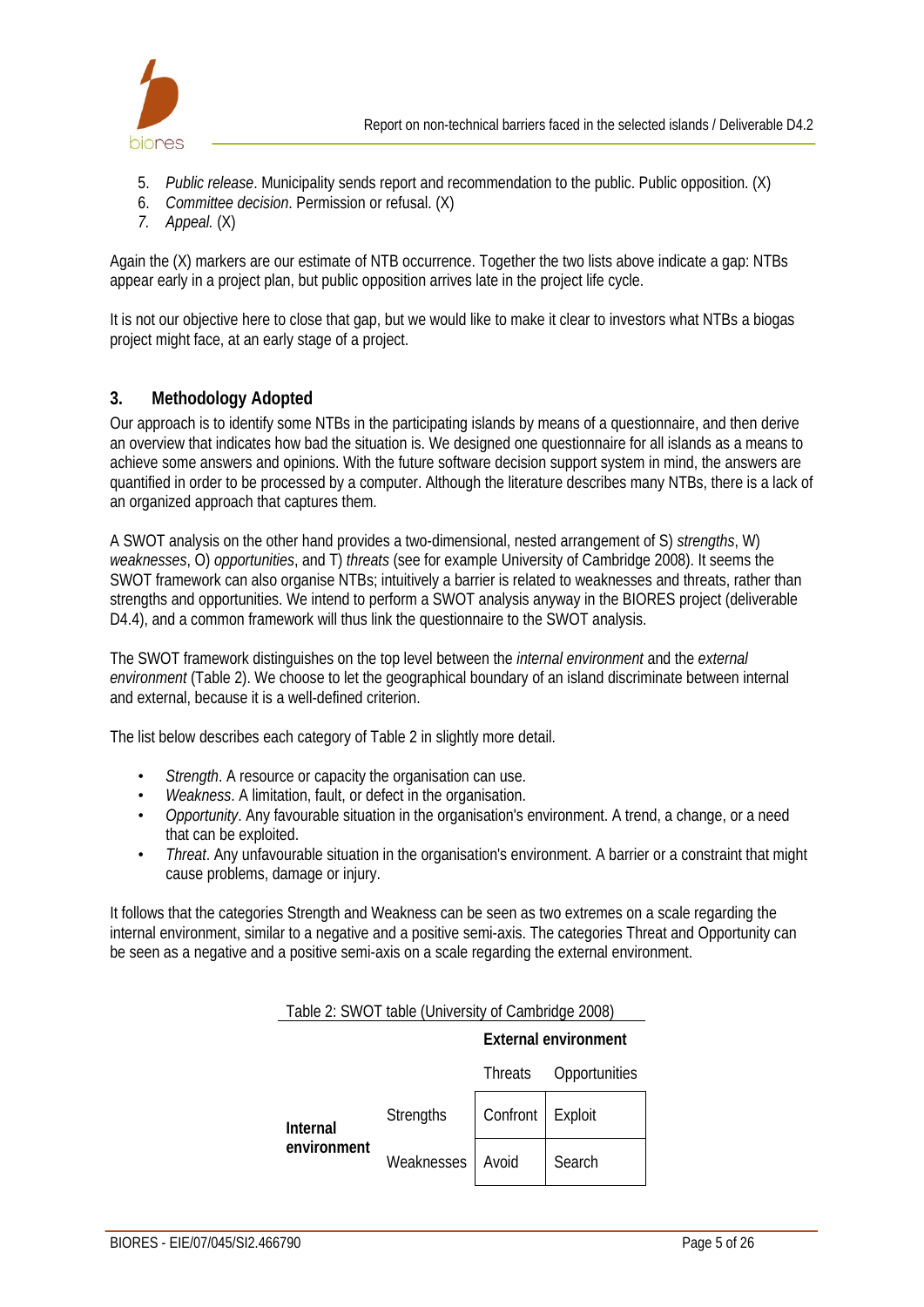5. *Public release*. Municipality sends report and recommendation to the public. Public opposition. (X)
6. *Committee decision*. Permission or refusal. (X)
7. *Appeal.* (X)

Again the (X) markers are our estimate of NTB occurrence. Together the two lists above indicate a gap: NTBs appear early in a project plan, but public opposition arrives late in the project life cycle.

It is not our objective here to close that gap, but we would like to make it clear to investors what NTBs a biogas project might face, at an early stage of a project.

## 3. Methodology Adopted

Our approach is to identify some NTBs in the participating islands by means of a questionnaire, and then derive an overview that indicates how bad the situation is. We designed one questionnaire for all islands as a means to achieve some answers and opinions. With the future software decision support system in mind, the answers are quantified in order to be processed by a computer. Although the literature describes many NTBs, there is a lack of an organized approach that captures them.

A SWOT analysis on the other hand provides a two-dimensional, nested arrangement of S) *strengths*, W) *weaknesses*, O) *opportunities*, and T) *threats* (see for example University of Cambridge 2008). It seems the SWOT framework can also organise NTBs; intuitively a barrier is related to weaknesses and threats, rather than strengths and opportunities. We intend to perform a SWOT analysis anyway in the BIORES project (deliverable D4.4), and a common framework will thus link the questionnaire to the SWOT analysis.

The SWOT framework distinguishes on the top level between the *internal environment* and the *external environment* (Table 2). We choose to let the geographical boundary of an island discriminate between internal and external, because it is a well-defined criterion.

The list below describes each category of Table 2 in slightly more detail.

- *Strength*. A resource or capacity the organisation can use.
- *Weakness*. A limitation, fault, or defect in the organisation.
- *Opportunity*. Any favourable situation in the organisation's environment. A trend, a change, or a need that can be exploited.
- *Threat*. Any unfavourable situation in the organisation's environment. A barrier or a constraint that might cause problems, damage or injury.

It follows that the categories Strength and Weakness can be seen as two extremes on a scale regarding the internal environment, similar to a negative and a positive semi-axis. The categories Threat and Opportunity can be seen as a negative and a positive semi-axis on a scale regarding the external environment.

Table 2: SWOT table (University of Cambridge 2008)

| | | **External environment** | |
|---|---|---|---|
| | | Threats | Opportunities |
| **Internal environment** | Strengths | Confront | Exploit |
| | Weaknesses | Avoid | Search |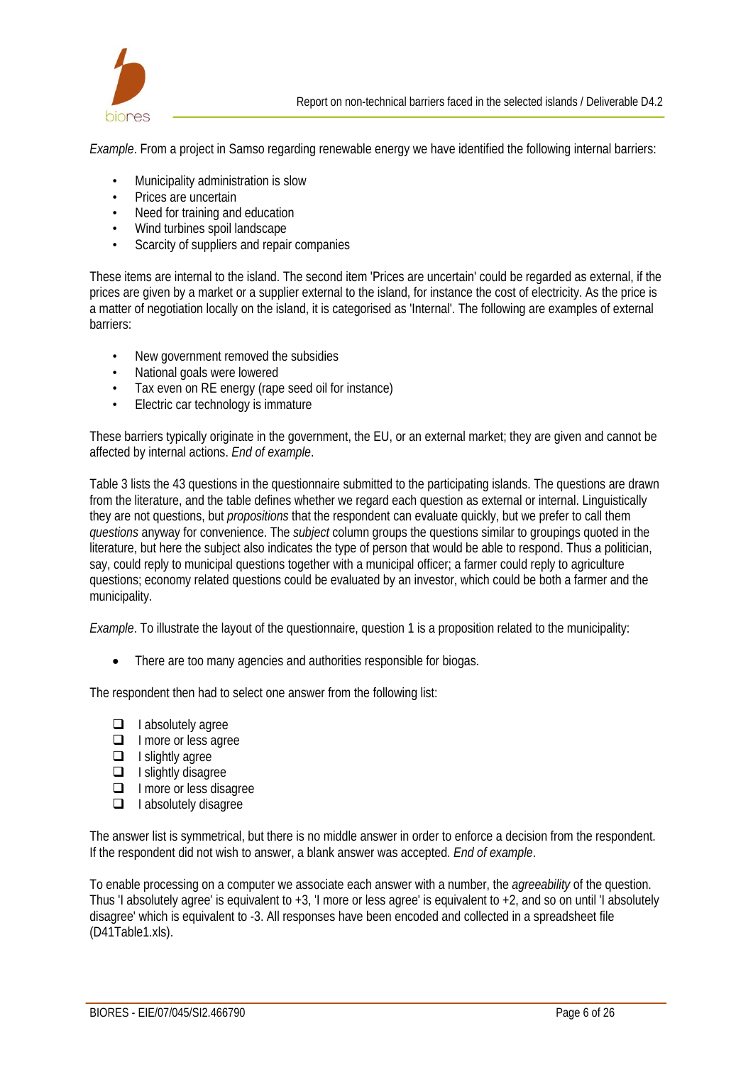*Example*. From a project in Samso regarding renewable energy we have identified the following internal barriers:

- Municipality administration is slow
- Prices are uncertain
- Need for training and education
- Wind turbines spoil landscape
- Scarcity of suppliers and repair companies

These items are internal to the island. The second item 'Prices are uncertain' could be regarded as external, if the prices are given by a market or a supplier external to the island, for instance the cost of electricity. As the price is a matter of negotiation locally on the island, it is categorised as 'Internal'. The following are examples of external barriers:

- New government removed the subsidies
- National goals were lowered
- Tax even on RE energy (rape seed oil for instance)
- Electric car technology is immature

These barriers typically originate in the government, the EU, or an external market; they are given and cannot be affected by internal actions. *End of example*.

Table 3 lists the 43 questions in the questionnaire submitted to the participating islands. The questions are drawn from the literature, and the table defines whether we regard each question as external or internal. Linguistically they are not questions, but *propositions* that the respondent can evaluate quickly, but we prefer to call them *questions* anyway for convenience. The *subject* column groups the questions similar to groupings quoted in the literature, but here the subject also indicates the type of person that would be able to respond. Thus a politician, say, could reply to municipal questions together with a municipal officer; a farmer could reply to agriculture questions; economy related questions could be evaluated by an investor, which could be both a farmer and the municipality.

*Example*. To illustrate the layout of the questionnaire, question 1 is a proposition related to the municipality:

- There are too many agencies and authorities responsible for biogas.

The respondent then had to select one answer from the following list:

- ☐ I absolutely agree
- ☐ I more or less agree
- ☐ I slightly agree
- ☐ I slightly disagree
- ☐ I more or less disagree
- ☐ I absolutely disagree

The answer list is symmetrical, but there is no middle answer in order to enforce a decision from the respondent. If the respondent did not wish to answer, a blank answer was accepted. *End of example*.

To enable processing on a computer we associate each answer with a number, the *agreeability* of the question. Thus 'I absolutely agree' is equivalent to +3, 'I more or less agree' is equivalent to +2, and so on until 'I absolutely disagree' which is equivalent to -3. All responses have been encoded and collected in a spreadsheet file (D41Table1.xls).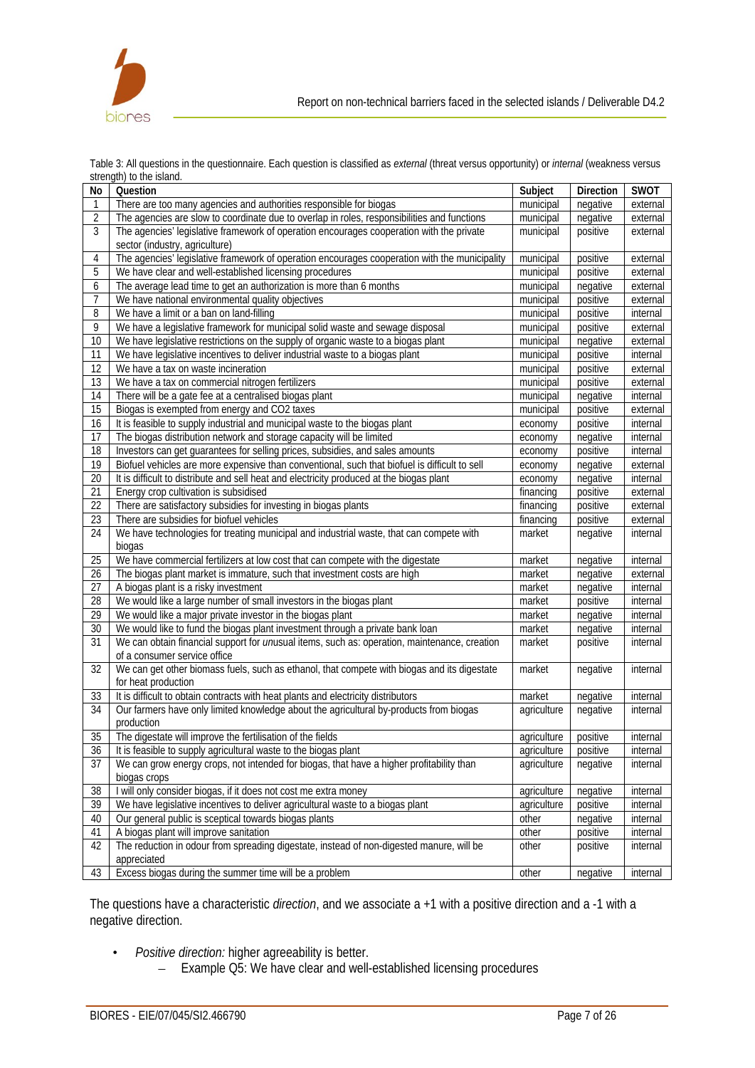Table 3: All questions in the questionnaire. Each question is classified as *external* (threat versus opportunity) or *internal* (weakness versus strength) to the island.

| No | Question | Subject | Direction | SWOT |
|---|---|---|---|---|
| 1 | There are too many agencies and authorities responsible for biogas | municipal | negative | external |
| 2 | The agencies are slow to coordinate due to overlap in roles, responsibilities and functions | municipal | negative | external |
| 3 | The agencies' legislative framework of operation encourages cooperation with the private sector (industry, agriculture) | municipal | positive | external |
| 4 | The agencies' legislative framework of operation encourages cooperation with the municipality | municipal | positive | external |
| 5 | We have clear and well-established licensing procedures | municipal | positive | external |
| 6 | The average lead time to get an authorization is more than 6 months | municipal | negative | external |
| 7 | We have national environmental quality objectives | municipal | positive | external |
| 8 | We have a limit or a ban on land-filling | municipal | positive | internal |
| 9 | We have a legislative framework for municipal solid waste and sewage disposal | municipal | positive | external |
| 10 | We have legislative restrictions on the supply of organic waste to a biogas plant | municipal | negative | external |
| 11 | We have legislative incentives to deliver industrial waste to a biogas plant | municipal | positive | internal |
| 12 | We have a tax on waste incineration | municipal | positive | external |
| 13 | We have a tax on commercial nitrogen fertilizers | municipal | positive | external |
| 14 | There will be a gate fee at a centralised biogas plant | municipal | negative | internal |
| 15 | Biogas is exempted from energy and CO2 taxes | municipal | positive | external |
| 16 | It is feasible to supply industrial and municipal waste to the biogas plant | economy | positive | internal |
| 17 | The biogas distribution network and storage capacity will be limited | economy | negative | internal |
| 18 | Investors can get guarantees for selling prices, subsidies, and sales amounts | economy | positive | internal |
| 19 | Biofuel vehicles are more expensive than conventional, such that biofuel is difficult to sell | economy | negative | external |
| 20 | It is difficult to distribute and sell heat and electricity produced at the biogas plant | economy | negative | internal |
| 21 | Energy crop cultivation is subsidised | financing | positive | external |
| 22 | There are satisfactory subsidies for investing in biogas plants | financing | positive | external |
| 23 | There are subsidies for biofuel vehicles | financing | positive | external |
| 24 | We have technologies for treating municipal and industrial waste, that can compete with biogas | market | negative | internal |
| 25 | We have commercial fertilizers at low cost that can compete with the digestate | market | negative | internal |
| 26 | The biogas plant market is immature, such that investment costs are high | market | negative | external |
| 27 | A biogas plant is a risky investment | market | negative | internal |
| 28 | We would like a large number of small investors in the biogas plant | market | positive | internal |
| 29 | We would like a major private investor in the biogas plant | market | negative | internal |
| 30 | We would like to fund the biogas plant investment through a private bank loan | market | negative | internal |
| 31 | We can obtain financial support for *un*usual items, such as: operation, maintenance, creation of a consumer service office | market | positive | internal |
| 32 | We can get other biomass fuels, such as ethanol, that compete with biogas and its digestate for heat production | market | negative | internal |
| 33 | It is difficult to obtain contracts with heat plants and electricity distributors | market | negative | internal |
| 34 | Our farmers have only limited knowledge about the agricultural by-products from biogas production | agriculture | negative | internal |
| 35 | The digestate will improve the fertilisation of the fields | agriculture | positive | internal |
| 36 | It is feasible to supply agricultural waste to the biogas plant | agriculture | positive | internal |
| 37 | We can grow energy crops, not intended for biogas, that have a higher profitability than biogas crops | agriculture | negative | internal |
| 38 | I will only consider biogas, if it does not cost me extra money | agriculture | negative | internal |
| 39 | We have legislative incentives to deliver agricultural waste to a biogas plant | agriculture | positive | internal |
| 40 | Our general public is sceptical towards biogas plants | other | negative | internal |
| 41 | A biogas plant will improve sanitation | other | positive | internal |
| 42 | The reduction in odour from spreading digestate, instead of non-digested manure, will be appreciated | other | positive | internal |
| 43 | Excess biogas during the summer time will be a problem | other | negative | internal |

The questions have a characteristic *direction*, and we associate a +1 with a positive direction and a -1 with a negative direction.

- *Positive direction:* higher agreeability is better.
  - Example Q5: We have clear and well-established licensing procedures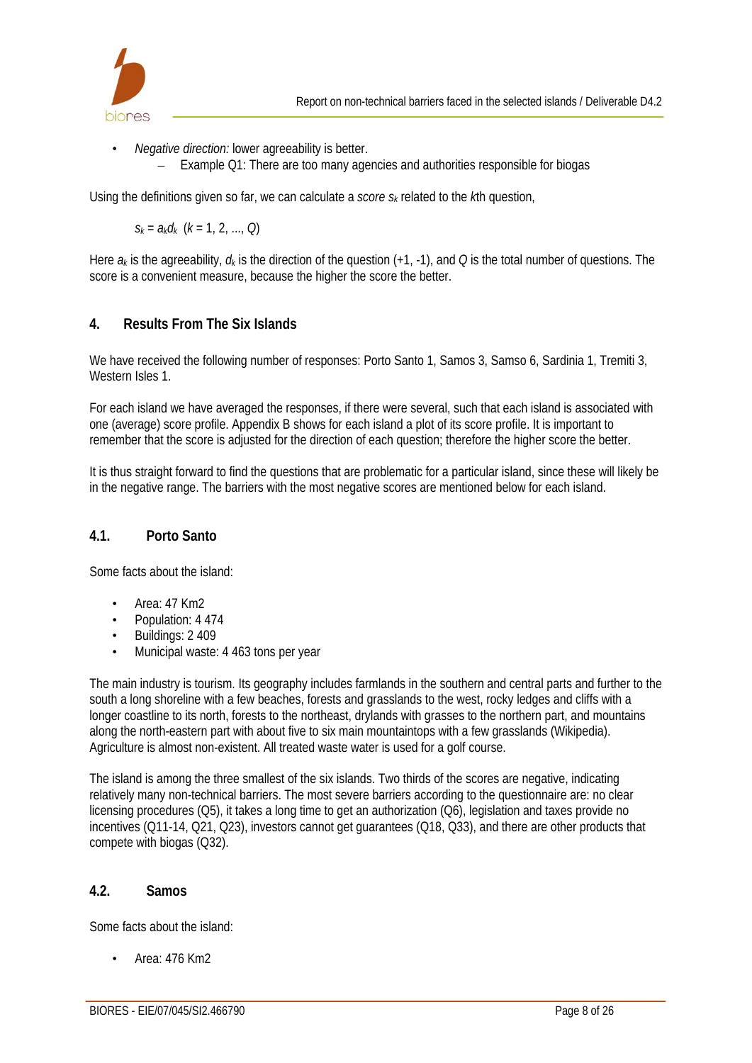- *Negative direction:* lower agreeability is better.
  - Example Q1: There are too many agencies and authorities responsible for biogas

Using the definitions given so far, we can calculate a *score* $s_k$ related to the *k*th question,

$$s_k = a_k d_k \quad (k = 1, 2, ..., Q)$$

Here $a_k$ is the agreeability, $d_k$ is the direction of the question (+1, -1), and $Q$ is the total number of questions. The score is a convenient measure, because the higher the score the better.

## 4. Results From The Six Islands

We have received the following number of responses: Porto Santo 1, Samos 3, Samso 6, Sardinia 1, Tremiti 3, Western Isles 1.

For each island we have averaged the responses, if there were several, such that each island is associated with one (average) score profile. Appendix B shows for each island a plot of its score profile. It is important to remember that the score is adjusted for the direction of each question; therefore the higher score the better.

It is thus straight forward to find the questions that are problematic for a particular island, since these will likely be in the negative range. The barriers with the most negative scores are mentioned below for each island.

### 4.1. Porto Santo

Some facts about the island:

- Area: 47 Km2
- Population: 4 474
- Buildings: 2 409
- Municipal waste: 4 463 tons per year

The main industry is tourism. Its geography includes farmlands in the southern and central parts and further to the south a long shoreline with a few beaches, forests and grasslands to the west, rocky ledges and cliffs with a longer coastline to its north, forests to the northeast, drylands with grasses to the northern part, and mountains along the north-eastern part with about five to six main mountaintops with a few grasslands (Wikipedia). Agriculture is almost non-existent. All treated waste water is used for a golf course.

The island is among the three smallest of the six islands. Two thirds of the scores are negative, indicating relatively many non-technical barriers. The most severe barriers according to the questionnaire are: no clear licensing procedures (Q5), it takes a long time to get an authorization (Q6), legislation and taxes provide no incentives (Q11-14, Q21, Q23), investors cannot get guarantees (Q18, Q33), and there are other products that compete with biogas (Q32).

### 4.2. Samos

Some facts about the island:

- Area: 476 Km2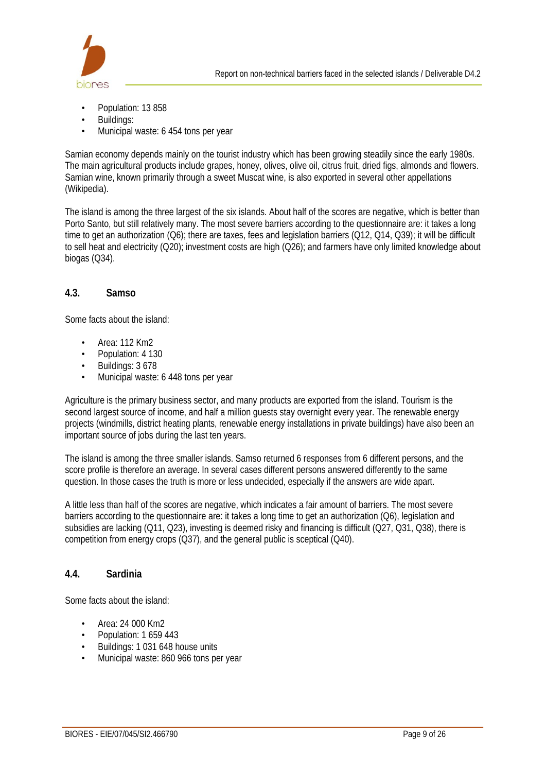- Population: 13 858
- Buildings:
- Municipal waste: 6 454 tons per year

Samian economy depends mainly on the tourist industry which has been growing steadily since the early 1980s. The main agricultural products include grapes, honey, olives, olive oil, citrus fruit, dried figs, almonds and flowers. Samian wine, known primarily through a sweet Muscat wine, is also exported in several other appellations (Wikipedia).

The island is among the three largest of the six islands. About half of the scores are negative, which is better than Porto Santo, but still relatively many. The most severe barriers according to the questionnaire are: it takes a long time to get an authorization (Q6); there are taxes, fees and legislation barriers (Q12, Q14, Q39); it will be difficult to sell heat and electricity (Q20); investment costs are high (Q26); and farmers have only limited knowledge about biogas (Q34).

## 4.3. Samso

Some facts about the island:

- Area: 112 Km2
- Population: 4 130
- Buildings: 3 678
- Municipal waste: 6 448 tons per year

Agriculture is the primary business sector, and many products are exported from the island. Tourism is the second largest source of income, and half a million guests stay overnight every year. The renewable energy projects (windmills, district heating plants, renewable energy installations in private buildings) have also been an important source of jobs during the last ten years.

The island is among the three smaller islands. Samso returned 6 responses from 6 different persons, and the score profile is therefore an average. In several cases different persons answered differently to the same question. In those cases the truth is more or less undecided, especially if the answers are wide apart.

A little less than half of the scores are negative, which indicates a fair amount of barriers. The most severe barriers according to the questionnaire are: it takes a long time to get an authorization (Q6), legislation and subsidies are lacking (Q11, Q23), investing is deemed risky and financing is difficult (Q27, Q31, Q38), there is competition from energy crops (Q37), and the general public is sceptical (Q40).

## 4.4. Sardinia

Some facts about the island:

- Area: 24 000 Km2
- Population: 1 659 443
- Buildings: 1 031 648 house units
- Municipal waste: 860 966 tons per year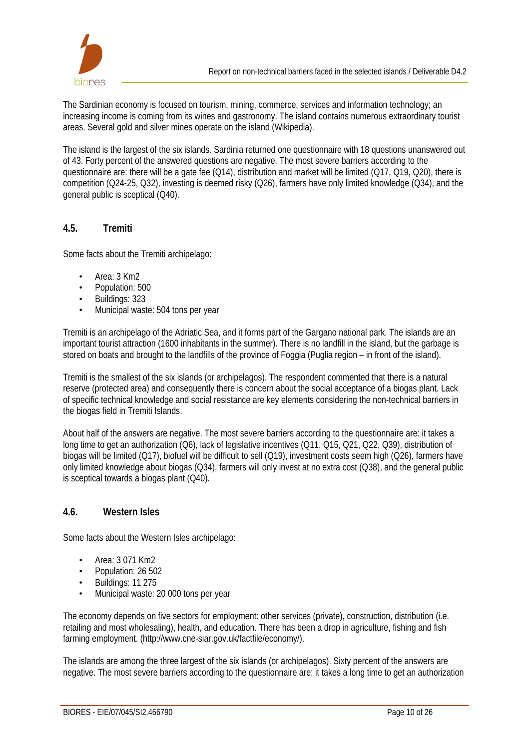The Sardinian economy is focused on tourism, mining, commerce, services and information technology; an increasing income is coming from its wines and gastronomy. The island contains numerous extraordinary tourist areas. Several gold and silver mines operate on the island (Wikipedia).

The island is the largest of the six islands. Sardinia returned one questionnaire with 18 questions unanswered out of 43. Forty percent of the answered questions are negative. The most severe barriers according to the questionnaire are: there will be a gate fee (Q14), distribution and market will be limited (Q17, Q19, Q20), there is competition (Q24-25, Q32), investing is deemed risky (Q26), farmers have only limited knowledge (Q34), and the general public is sceptical (Q40).

## 4.5. Tremiti

Some facts about the Tremiti archipelago:

- Area: 3 Km2
- Population: 500
- Buildings: 323
- Municipal waste: 504 tons per year

Tremiti is an archipelago of the Adriatic Sea, and it forms part of the Gargano national park. The islands are an important tourist attraction (1600 inhabitants in the summer). There is no landfill in the island, but the garbage is stored on boats and brought to the landfills of the province of Foggia (Puglia region – in front of the island).

Tremiti is the smallest of the six islands (or archipelagos). The respondent commented that there is a natural reserve (protected area) and consequently there is concern about the social acceptance of a biogas plant. Lack of specific technical knowledge and social resistance are key elements considering the non-technical barriers in the biogas field in Tremiti Islands.

About half of the answers are negative. The most severe barriers according to the questionnaire are: it takes a long time to get an authorization (Q6), lack of legislative incentives (Q11, Q15, Q21, Q22, Q39), distribution of biogas will be limited (Q17), biofuel will be difficult to sell (Q19), investment costs seem high (Q26), farmers have only limited knowledge about biogas (Q34), farmers will only invest at no extra cost (Q38), and the general public is sceptical towards a biogas plant (Q40).

## 4.6. Western Isles

Some facts about the Western Isles archipelago:

- Area: 3 071 Km2
- Population: 26 502
- Buildings: 11 275
- Municipal waste: 20 000 tons per year

The economy depends on five sectors for employment: other services (private), construction, distribution (i.e. retailing and most wholesaling), health, and education. There has been a drop in agriculture, fishing and fish farming employment. (http://www.cne-siar.gov.uk/factfile/economy/).

The islands are among the three largest of the six islands (or archipelagos). Sixty percent of the answers are negative. The most severe barriers according to the questionnaire are: it takes a long time to get an authorization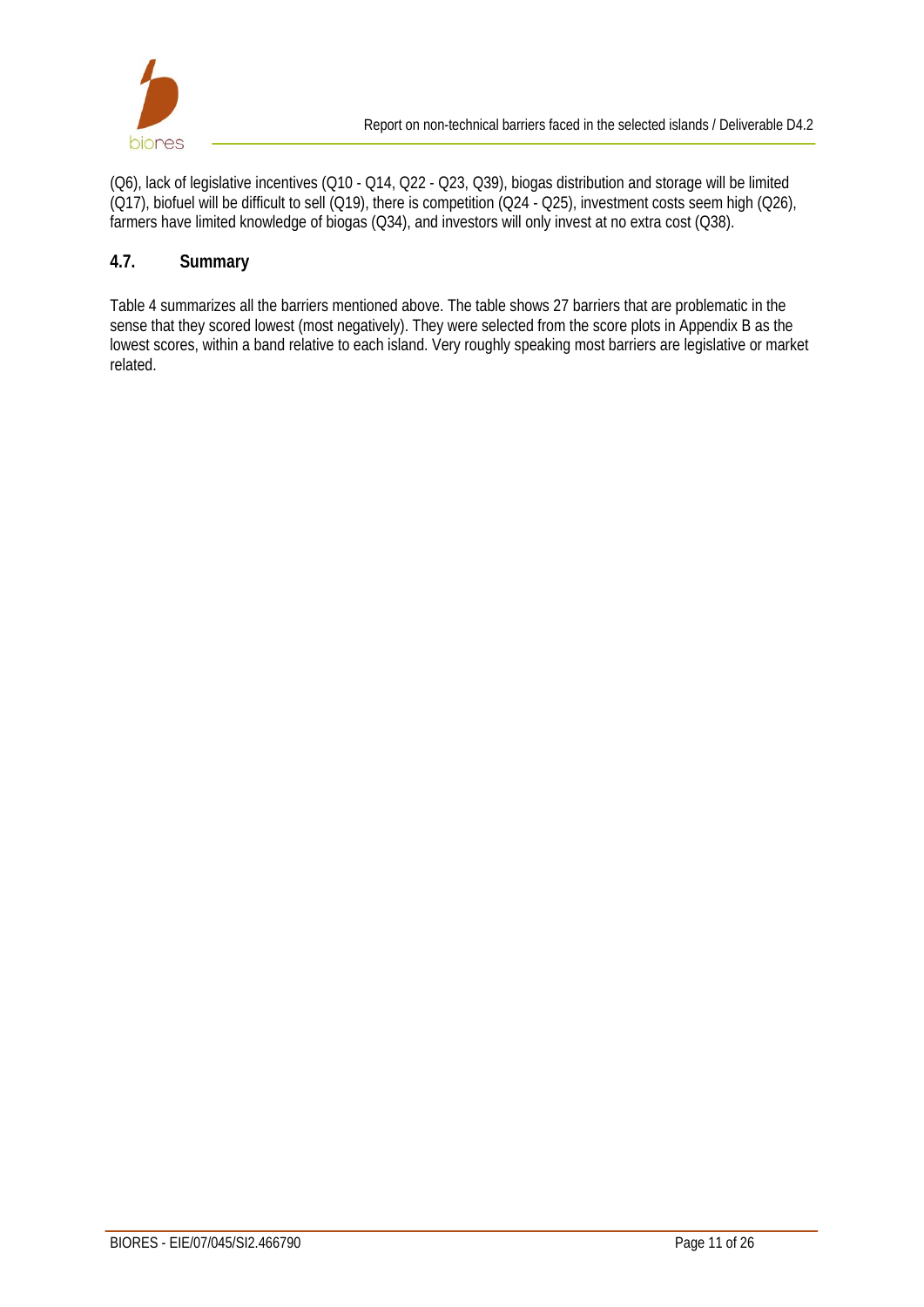(Q6), lack of legislative incentives (Q10 - Q14, Q22 - Q23, Q39), biogas distribution and storage will be limited (Q17), biofuel will be difficult to sell (Q19), there is competition (Q24 - Q25), investment costs seem high (Q26), farmers have limited knowledge of biogas (Q34), and investors will only invest at no extra cost (Q38).

## 4.7. Summary

Table 4 summarizes all the barriers mentioned above. The table shows 27 barriers that are problematic in the sense that they scored lowest (most negatively). They were selected from the score plots in Appendix B as the lowest scores, within a band relative to each island. Very roughly speaking most barriers are legislative or market related.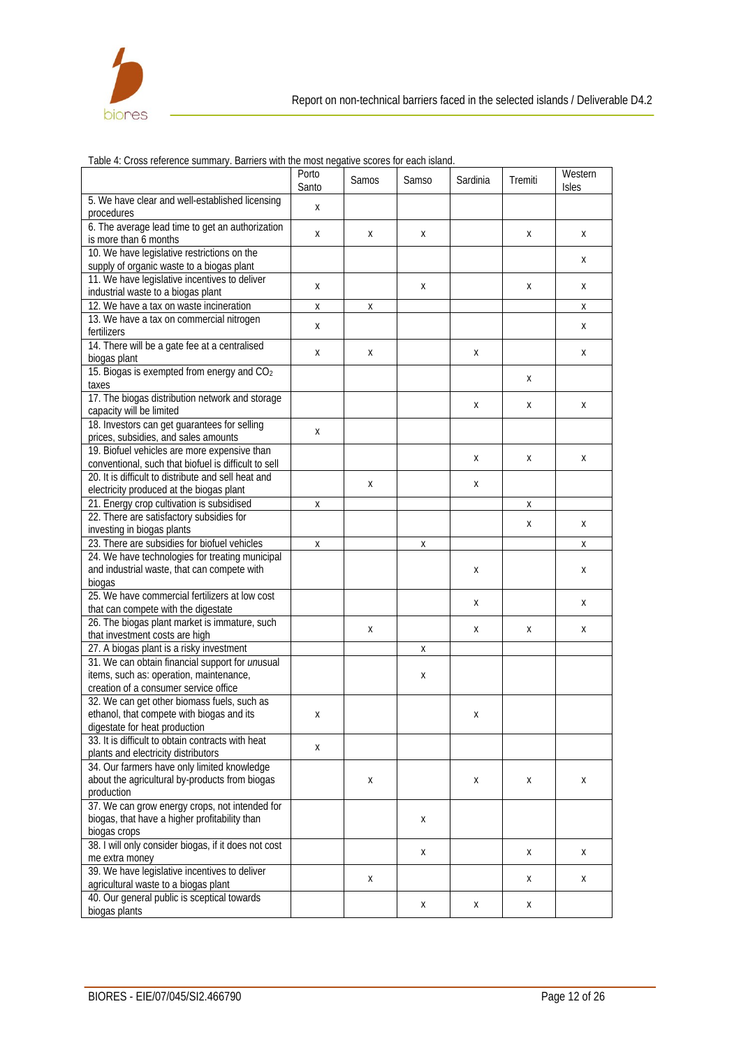Table 4: Cross reference summary. Barriers with the most negative scores for each island.

| | Porto Santo | Samos | Samso | Sardinia | Tremiti | Western Isles |
|---|---|---|---|---|---|---|
| 5. We have clear and well-established licensing procedures | x | | | | | |
| 6. The average lead time to get an authorization is more than 6 months | x | x | x | | x | x |
| 10. We have legislative restrictions on the supply of organic waste to a biogas plant | | | | | | x |
| 11. We have legislative incentives to deliver industrial waste to a biogas plant | x | | x | | x | x |
| 12. We have a tax on waste incineration | x | x | | | | x |
| 13. We have a tax on commercial nitrogen fertilizers | x | | | | | x |
| 14. There will be a gate fee at a centralised biogas plant | x | x | | x | | x |
| 15. Biogas is exempted from energy and $CO_2$ taxes | | | | | x | |
| 17. The biogas distribution network and storage capacity will be limited | | | | x | x | x |
| 18. Investors can get guarantees for selling prices, subsidies, and sales amounts | x | | | | | |
| 19. Biofuel vehicles are more expensive than conventional, such that biofuel is difficult to sell | | | | x | x | x |
| 20. It is difficult to distribute and sell heat and electricity produced at the biogas plant | | x | | x | | |
| 21. Energy crop cultivation is subsidised | x | | | | x | |
| 22. There are satisfactory subsidies for investing in biogas plants | | | | | x | x |
| 23. There are subsidies for biofuel vehicles | x | | x | | | x |
| 24. We have technologies for treating municipal and industrial waste, that can compete with biogas | | | | x | | x |
| 25. We have commercial fertilizers at low cost that can compete with the digestate | | | | x | | x |
| 26. The biogas plant market is immature, such that investment costs are high | | x | | x | x | x |
| 27. A biogas plant is a risky investment | | | x | | | |
| 31. We can obtain financial support for *un*usual items, such as: operation, maintenance, creation of a consumer service office | | | x | | | |
| 32. We can get other biomass fuels, such as ethanol, that compete with biogas and its digestate for heat production | x | | | x | | |
| 33. It is difficult to obtain contracts with heat plants and electricity distributors | x | | | | | |
| 34. Our farmers have only limited knowledge about the agricultural by-products from biogas production | | x | | x | x | x |
| 37. We can grow energy crops, not intended for biogas, that have a higher profitability than biogas crops | | | x | | | |
| 38. I will only consider biogas, if it does not cost me extra money | | | x | | x | x |
| 39. We have legislative incentives to deliver agricultural waste to a biogas plant | | x | | | x | x |
| 40. Our general public is sceptical towards biogas plants | | | x | x | x | |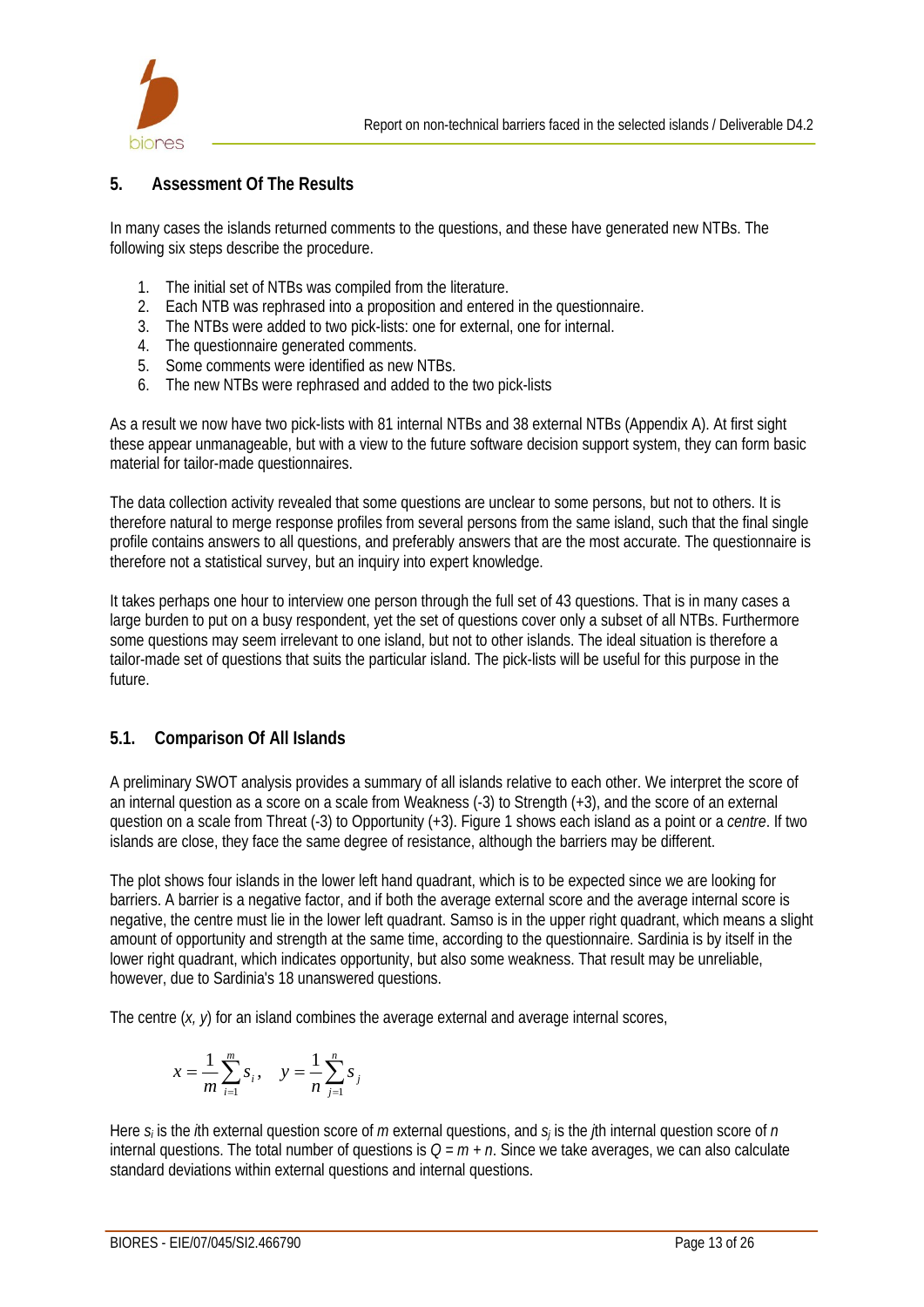## 5. Assessment Of The Results

In many cases the islands returned comments to the questions, and these have generated new NTBs. The following six steps describe the procedure.

1. The initial set of NTBs was compiled from the literature.
2. Each NTB was rephrased into a proposition and entered in the questionnaire.
3. The NTBs were added to two pick-lists: one for external, one for internal.
4. The questionnaire generated comments.
5. Some comments were identified as new NTBs.
6. The new NTBs were rephrased and added to the two pick-lists

As a result we now have two pick-lists with 81 internal NTBs and 38 external NTBs (Appendix A). At first sight these appear unmanageable, but with a view to the future software decision support system, they can form basic material for tailor-made questionnaires.

The data collection activity revealed that some questions are unclear to some persons, but not to others. It is therefore natural to merge response profiles from several persons from the same island, such that the final single profile contains answers to all questions, and preferably answers that are the most accurate. The questionnaire is therefore not a statistical survey, but an inquiry into expert knowledge.

It takes perhaps one hour to interview one person through the full set of 43 questions. That is in many cases a large burden to put on a busy respondent, yet the set of questions cover only a subset of all NTBs. Furthermore some questions may seem irrelevant to one island, but not to other islands. The ideal situation is therefore a tailor-made set of questions that suits the particular island. The pick-lists will be useful for this purpose in the future.

### 5.1. Comparison Of All Islands

A preliminary SWOT analysis provides a summary of all islands relative to each other. We interpret the score of an internal question as a score on a scale from Weakness (-3) to Strength (+3), and the score of an external question on a scale from Threat (-3) to Opportunity (+3). Figure 1 shows each island as a point or a *centre*. If two islands are close, they face the same degree of resistance, although the barriers may be different.

The plot shows four islands in the lower left hand quadrant, which is to be expected since we are looking for barriers. A barrier is a negative factor, and if both the average external score and the average internal score is negative, the centre must lie in the lower left quadrant. Samso is in the upper right quadrant, which means a slight amount of opportunity and strength at the same time, according to the questionnaire. Sardinia is by itself in the lower right quadrant, which indicates opportunity, but also some weakness. That result may be unreliable, however, due to Sardinia's 18 unanswered questions.

The centre $(x, y)$ for an island combines the average external and average internal scores,

$$x = \frac{1}{m}\sum_{i=1}^{m} s_i, \quad y = \frac{1}{n}\sum_{j=1}^{n} s_j$$

Here $s_i$ is the $i$th external question score of $m$ external questions, and $s_j$ is the $j$th internal question score of $n$ internal questions. The total number of questions is $Q = m + n$. Since we take averages, we can also calculate standard deviations within external questions and internal questions.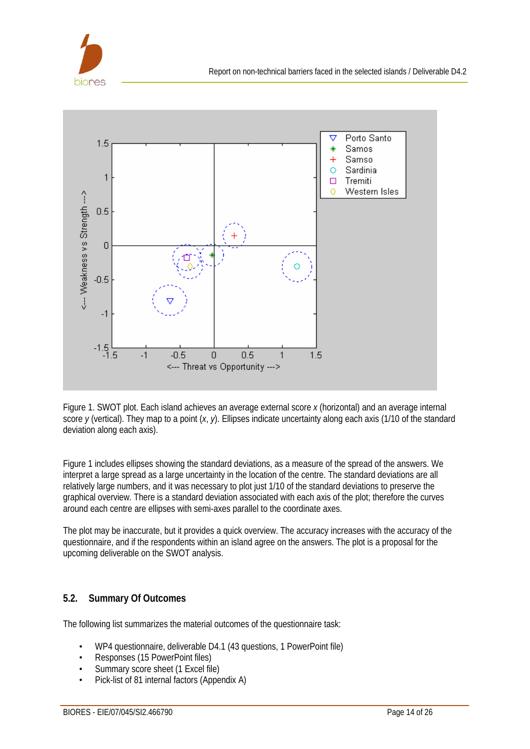Figure 1. SWOT plot. Each island achieves an average external score *x* (horizontal) and an average internal score *y* (vertical). They map to a point (*x*, *y*). Ellipses indicate uncertainty along each axis (1/10 of the standard deviation along each axis).

Figure 1 includes ellipses showing the standard deviations, as a measure of the spread of the answers. We interpret a large spread as a large uncertainty in the location of the centre. The standard deviations are all relatively large numbers, and it was necessary to plot just 1/10 of the standard deviations to preserve the graphical overview. There is a standard deviation associated with each axis of the plot; therefore the curves around each centre are ellipses with semi-axes parallel to the coordinate axes.

The plot may be inaccurate, but it provides a quick overview. The accuracy increases with the accuracy of the questionnaire, and if the respondents within an island agree on the answers. The plot is a proposal for the upcoming deliverable on the SWOT analysis.

## 5.2. Summary Of Outcomes

The following list summarizes the material outcomes of the questionnaire task:

- WP4 questionnaire, deliverable D4.1 (43 questions, 1 PowerPoint file)
- Responses (15 PowerPoint files)
- Summary score sheet (1 Excel file)
- Pick-list of 81 internal factors (Appendix A)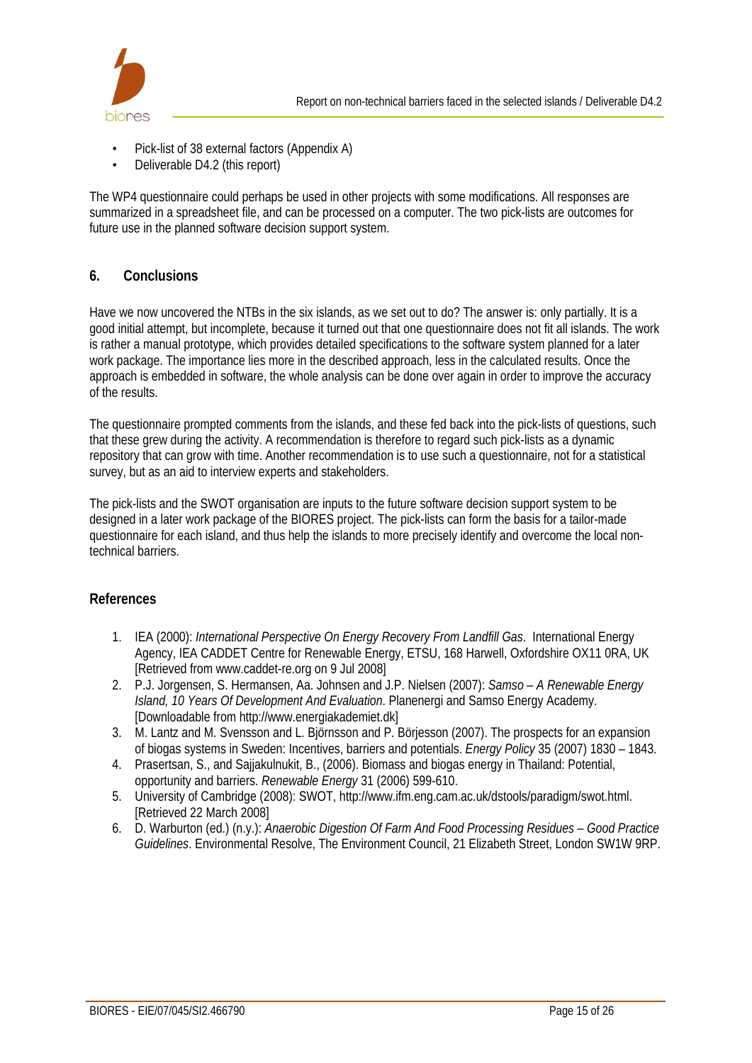- Pick-list of 38 external factors (Appendix A)
- Deliverable D4.2 (this report)

The WP4 questionnaire could perhaps be used in other projects with some modifications. All responses are summarized in a spreadsheet file, and can be processed on a computer. The two pick-lists are outcomes for future use in the planned software decision support system.

## 6. Conclusions

Have we now uncovered the NTBs in the six islands, as we set out to do? The answer is: only partially. It is a good initial attempt, but incomplete, because it turned out that one questionnaire does not fit all islands. The work is rather a manual prototype, which provides detailed specifications to the software system planned for a later work package. The importance lies more in the described approach, less in the calculated results. Once the approach is embedded in software, the whole analysis can be done over again in order to improve the accuracy of the results.

The questionnaire prompted comments from the islands, and these fed back into the pick-lists of questions, such that these grew during the activity. A recommendation is therefore to regard such pick-lists as a dynamic repository that can grow with time. Another recommendation is to use such a questionnaire, not for a statistical survey, but as an aid to interview experts and stakeholders.

The pick-lists and the SWOT organisation are inputs to the future software decision support system to be designed in a later work package of the BIORES project. The pick-lists can form the basis for a tailor-made questionnaire for each island, and thus help the islands to more precisely identify and overcome the local non-technical barriers.

## References

1. IEA (2000): *International Perspective On Energy Recovery From Landfill Gas*. International Energy Agency, IEA CADDET Centre for Renewable Energy, ETSU, 168 Harwell, Oxfordshire OX11 0RA, UK [Retrieved from www.caddet-re.org on 9 Jul 2008]
2. P.J. Jorgensen, S. Hermansen, Aa. Johnsen and J.P. Nielsen (2007): *Samso – A Renewable Energy Island, 10 Years Of Development And Evaluation*. Planenergi and Samso Energy Academy. [Downloadable from http://www.energiakademiet.dk]
3. M. Lantz and M. Svensson and L. Björnsson and P. Börjesson (2007). The prospects for an expansion of biogas systems in Sweden: Incentives, barriers and potentials. *Energy Policy* 35 (2007) 1830 – 1843.
4. Prasertsan, S., and Sajjakulnukit, B., (2006). Biomass and biogas energy in Thailand: Potential, opportunity and barriers. *Renewable Energy* 31 (2006) 599-610.
5. University of Cambridge (2008): SWOT, http://www.ifm.eng.cam.ac.uk/dstools/paradigm/swot.html. [Retrieved 22 March 2008]
6. D. Warburton (ed.) (n.y.): *Anaerobic Digestion Of Farm And Food Processing Residues – Good Practice Guidelines*. Environmental Resolve, The Environment Council, 21 Elizabeth Street, London SW1W 9RP.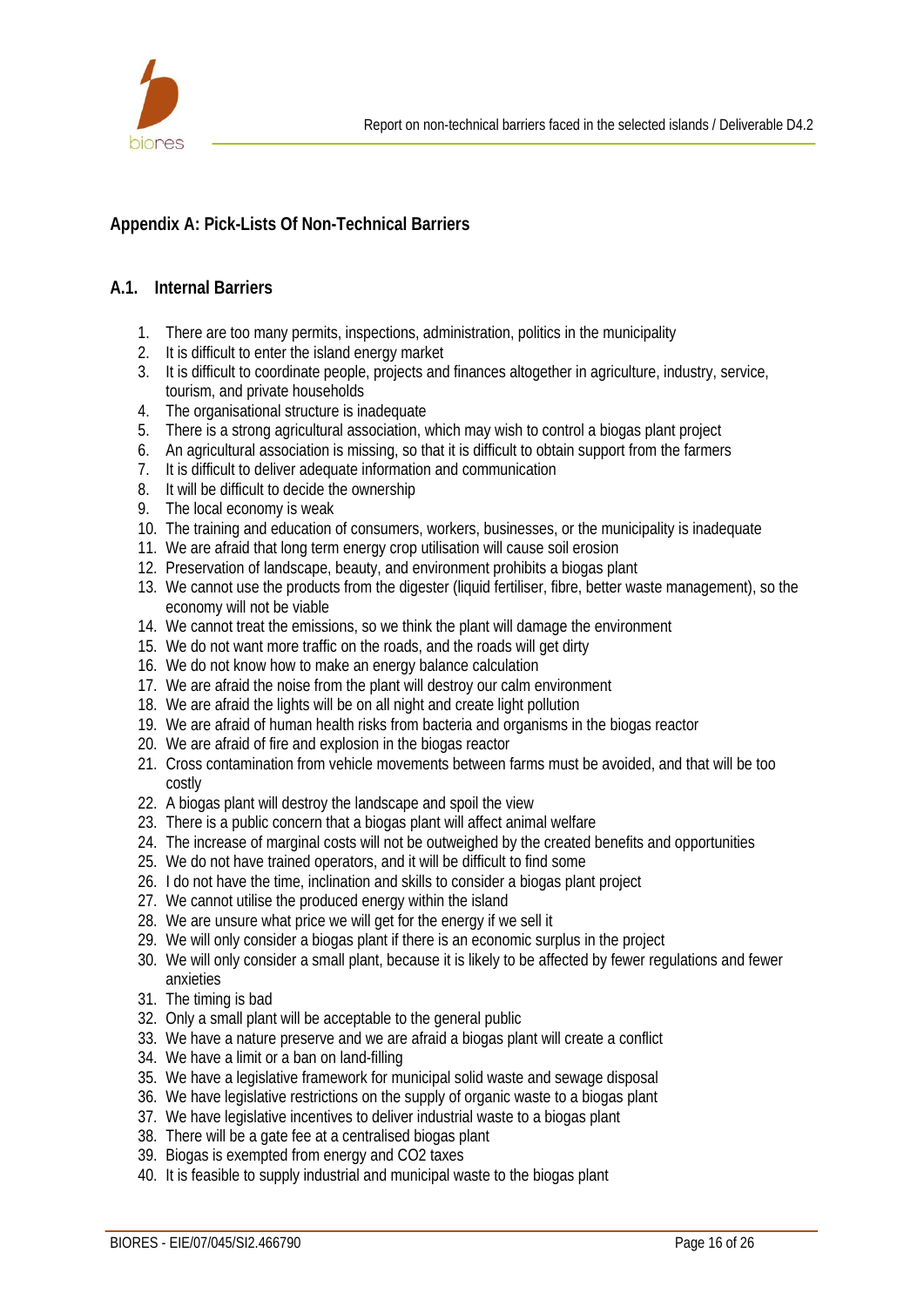## Appendix A: Pick-Lists Of Non-Technical Barriers

### A.1. Internal Barriers

1. There are too many permits, inspections, administration, politics in the municipality
2. It is difficult to enter the island energy market
3. It is difficult to coordinate people, projects and finances altogether in agriculture, industry, service, tourism, and private households
4. The organisational structure is inadequate
5. There is a strong agricultural association, which may wish to control a biogas plant project
6. An agricultural association is missing, so that it is difficult to obtain support from the farmers
7. It is difficult to deliver adequate information and communication
8. It will be difficult to decide the ownership
9. The local economy is weak
10. The training and education of consumers, workers, businesses, or the municipality is inadequate
11. We are afraid that long term energy crop utilisation will cause soil erosion
12. Preservation of landscape, beauty, and environment prohibits a biogas plant
13. We cannot use the products from the digester (liquid fertiliser, fibre, better waste management), so the economy will not be viable
14. We cannot treat the emissions, so we think the plant will damage the environment
15. We do not want more traffic on the roads, and the roads will get dirty
16. We do not know how to make an energy balance calculation
17. We are afraid the noise from the plant will destroy our calm environment
18. We are afraid the lights will be on all night and create light pollution
19. We are afraid of human health risks from bacteria and organisms in the biogas reactor
20. We are afraid of fire and explosion in the biogas reactor
21. Cross contamination from vehicle movements between farms must be avoided, and that will be too costly
22. A biogas plant will destroy the landscape and spoil the view
23. There is a public concern that a biogas plant will affect animal welfare
24. The increase of marginal costs will not be outweighed by the created benefits and opportunities
25. We do not have trained operators, and it will be difficult to find some
26. I do not have the time, inclination and skills to consider a biogas plant project
27. We cannot utilise the produced energy within the island
28. We are unsure what price we will get for the energy if we sell it
29. We will only consider a biogas plant if there is an economic surplus in the project
30. We will only consider a small plant, because it is likely to be affected by fewer regulations and fewer anxieties
31. The timing is bad
32. Only a small plant will be acceptable to the general public
33. We have a nature preserve and we are afraid a biogas plant will create a conflict
34. We have a limit or a ban on land-filling
35. We have a legislative framework for municipal solid waste and sewage disposal
36. We have legislative restrictions on the supply of organic waste to a biogas plant
37. We have legislative incentives to deliver industrial waste to a biogas plant
38. There will be a gate fee at a centralised biogas plant
39. Biogas is exempted from energy and $CO_2$ taxes
40. It is feasible to supply industrial and municipal waste to the biogas plant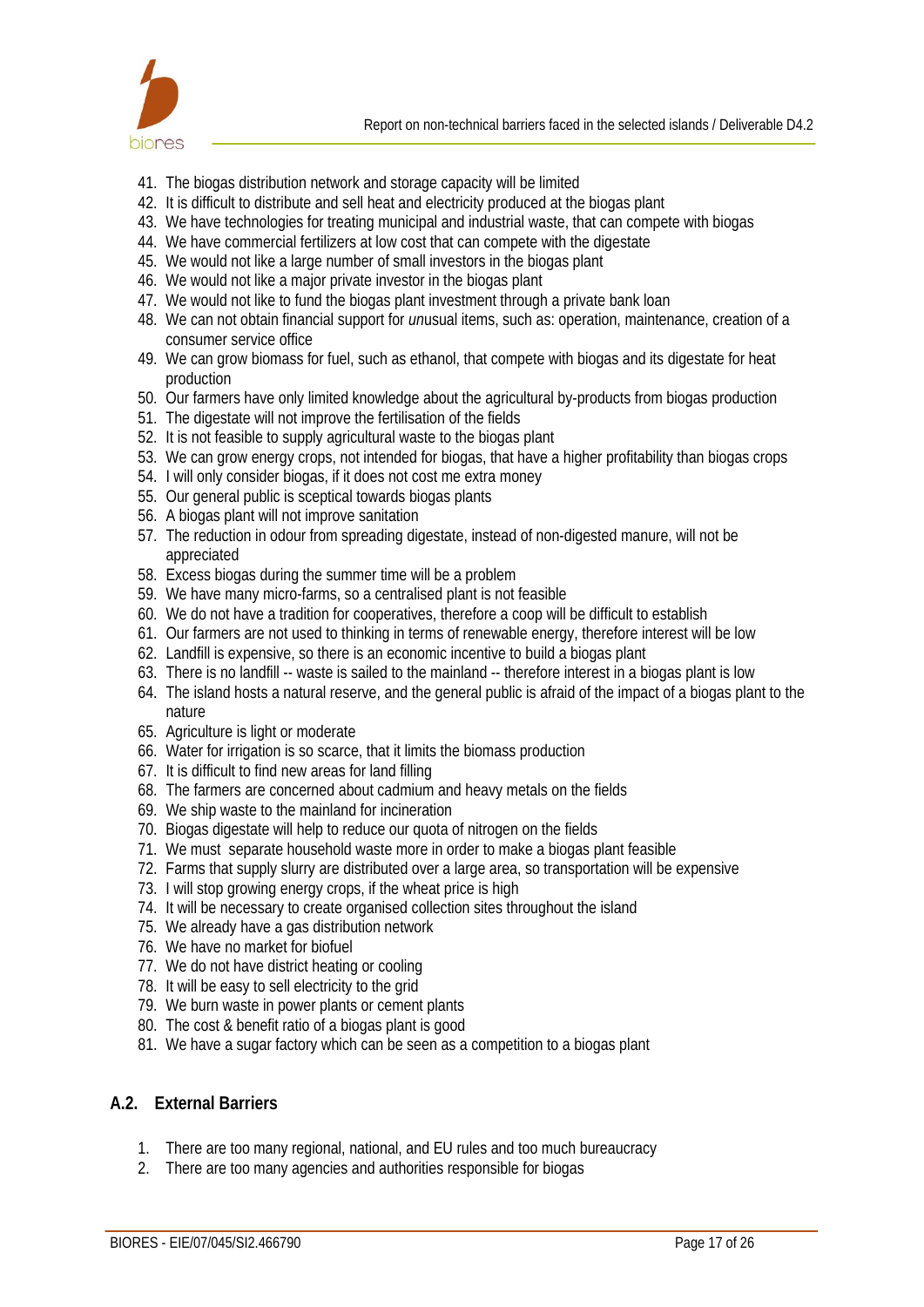41. The biogas distribution network and storage capacity will be limited
42. It is difficult to distribute and sell heat and electricity produced at the biogas plant
43. We have technologies for treating municipal and industrial waste, that can compete with biogas
44. We have commercial fertilizers at low cost that can compete with the digestate
45. We would not like a large number of small investors in the biogas plant
46. We would not like a major private investor in the biogas plant
47. We would not like to fund the biogas plant investment through a private bank loan
48. We can not obtain financial support for *un*usual items, such as: operation, maintenance, creation of a consumer service office
49. We can grow biomass for fuel, such as ethanol, that compete with biogas and its digestate for heat production
50. Our farmers have only limited knowledge about the agricultural by-products from biogas production
51. The digestate will not improve the fertilisation of the fields
52. It is not feasible to supply agricultural waste to the biogas plant
53. We can grow energy crops, not intended for biogas, that have a higher profitability than biogas crops
54. I will only consider biogas, if it does not cost me extra money
55. Our general public is sceptical towards biogas plants
56. A biogas plant will not improve sanitation
57. The reduction in odour from spreading digestate, instead of non-digested manure, will not be appreciated
58. Excess biogas during the summer time will be a problem
59. We have many micro-farms, so a centralised plant is not feasible
60. We do not have a tradition for cooperatives, therefore a coop will be difficult to establish
61. Our farmers are not used to thinking in terms of renewable energy, therefore interest will be low
62. Landfill is expensive, so there is an economic incentive to build a biogas plant
63. There is no landfill -- waste is sailed to the mainland -- therefore interest in a biogas plant is low
64. The island hosts a natural reserve, and the general public is afraid of the impact of a biogas plant to the nature
65. Agriculture is light or moderate
66. Water for irrigation is so scarce, that it limits the biomass production
67. It is difficult to find new areas for land filling
68. The farmers are concerned about cadmium and heavy metals on the fields
69. We ship waste to the mainland for incineration
70. Biogas digestate will help to reduce our quota of nitrogen on the fields
71. We must separate household waste more in order to make a biogas plant feasible
72. Farms that supply slurry are distributed over a large area, so transportation will be expensive
73. I will stop growing energy crops, if the wheat price is high
74. It will be necessary to create organised collection sites throughout the island
75. We already have a gas distribution network
76. We have no market for biofuel
77. We do not have district heating or cooling
78. It will be easy to sell electricity to the grid
79. We burn waste in power plants or cement plants
80. The cost & benefit ratio of a biogas plant is good
81. We have a sugar factory which can be seen as a competition to a biogas plant

## A.2. External Barriers

1. There are too many regional, national, and EU rules and too much bureaucracy
2. There are too many agencies and authorities responsible for biogas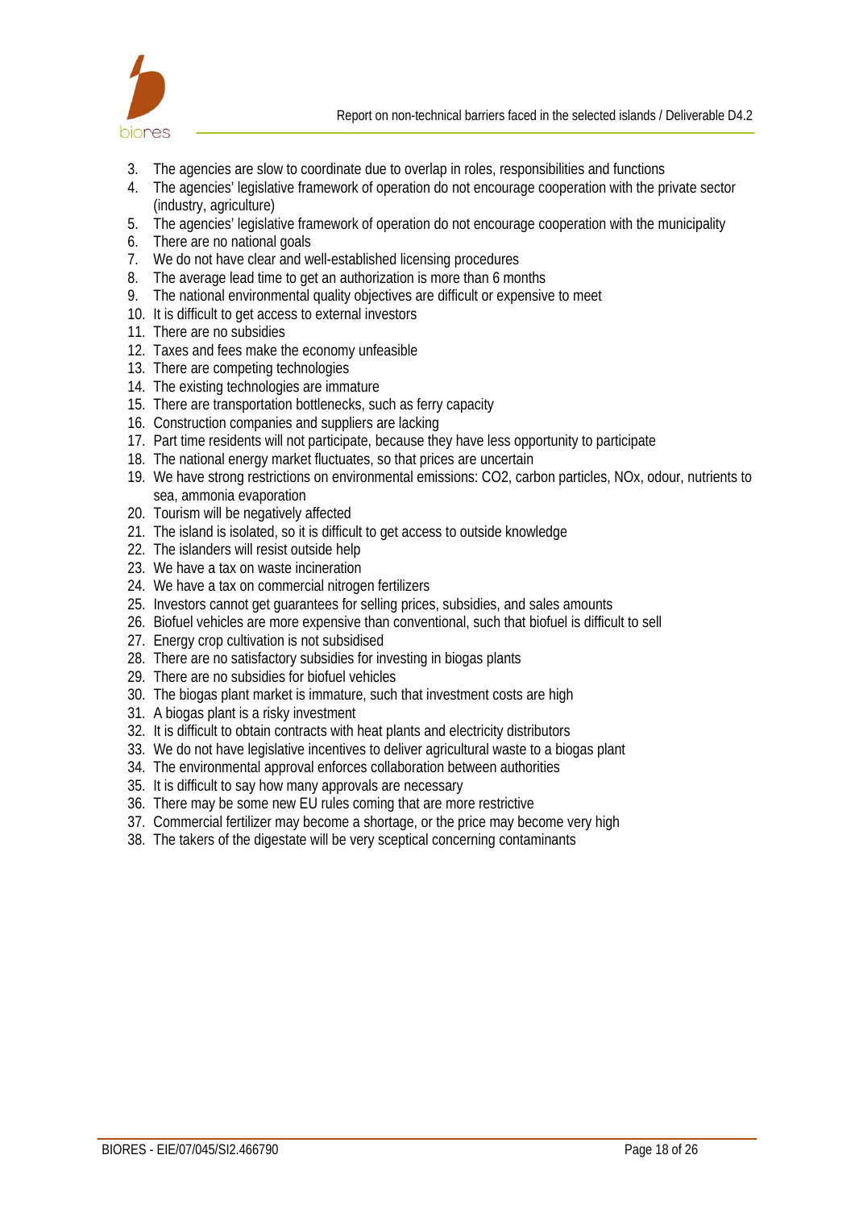3. The agencies are slow to coordinate due to overlap in roles, responsibilities and functions
4. The agencies' legislative framework of operation do not encourage cooperation with the private sector (industry, agriculture)
5. The agencies' legislative framework of operation do not encourage cooperation with the municipality
6. There are no national goals
7. We do not have clear and well-established licensing procedures
8. The average lead time to get an authorization is more than 6 months
9. The national environmental quality objectives are difficult or expensive to meet
10. It is difficult to get access to external investors
11. There are no subsidies
12. Taxes and fees make the economy unfeasible
13. There are competing technologies
14. The existing technologies are immature
15. There are transportation bottlenecks, such as ferry capacity
16. Construction companies and suppliers are lacking
17. Part time residents will not participate, because they have less opportunity to participate
18. The national energy market fluctuates, so that prices are uncertain
19. We have strong restrictions on environmental emissions: $CO_2$, carbon particles, $NO_x$, odour, nutrients to sea, ammonia evaporation
20. Tourism will be negatively affected
21. The island is isolated, so it is difficult to get access to outside knowledge
22. The islanders will resist outside help
23. We have a tax on waste incineration
24. We have a tax on commercial nitrogen fertilizers
25. Investors cannot get guarantees for selling prices, subsidies, and sales amounts
26. Biofuel vehicles are more expensive than conventional, such that biofuel is difficult to sell
27. Energy crop cultivation is not subsidised
28. There are no satisfactory subsidies for investing in biogas plants
29. There are no subsidies for biofuel vehicles
30. The biogas plant market is immature, such that investment costs are high
31. A biogas plant is a risky investment
32. It is difficult to obtain contracts with heat plants and electricity distributors
33. We do not have legislative incentives to deliver agricultural waste to a biogas plant
34. The environmental approval enforces collaboration between authorities
35. It is difficult to say how many approvals are necessary
36. There may be some new EU rules coming that are more restrictive
37. Commercial fertilizer may become a shortage, or the price may become very high
38. The takers of the digestate will be very sceptical concerning contaminants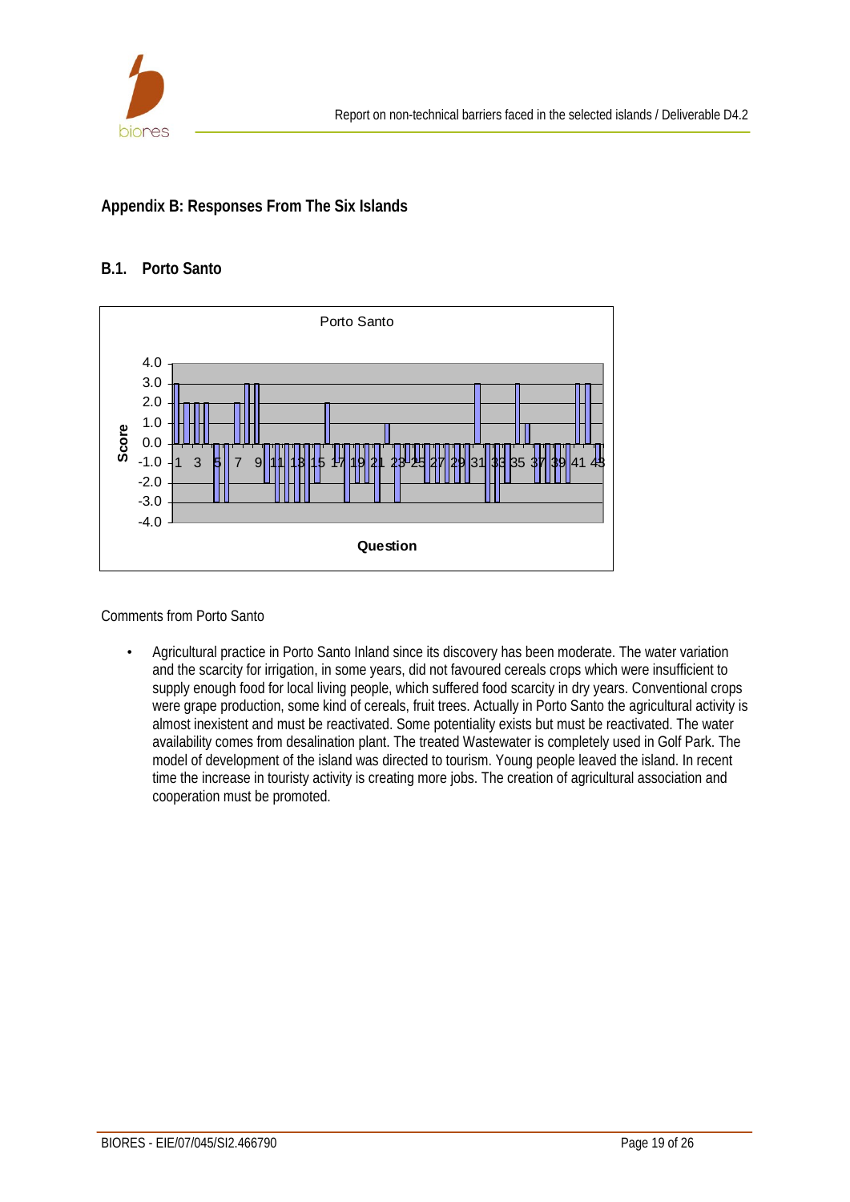## Appendix B: Responses From The Six Islands

### B.1. Porto Santo

Comments from Porto Santo

- Agricultural practice in Porto Santo Inland since its discovery has been moderate. The water variation and the scarcity for irrigation, in some years, did not favoured cereals crops which were insufficient to supply enough food for local living people, which suffered food scarcity in dry years. Conventional crops were grape production, some kind of cereals, fruit trees. Actually in Porto Santo the agricultural activity is almost inexistent and must be reactivated. Some potentiality exists but must be reactivated. The water availability comes from desalination plant. The treated Wastewater is completely used in Golf Park. The model of development of the island was directed to tourism. Young people leaved the island. In recent time the increase in touristy activity is creating more jobs. The creation of agricultural association and cooperation must be promoted.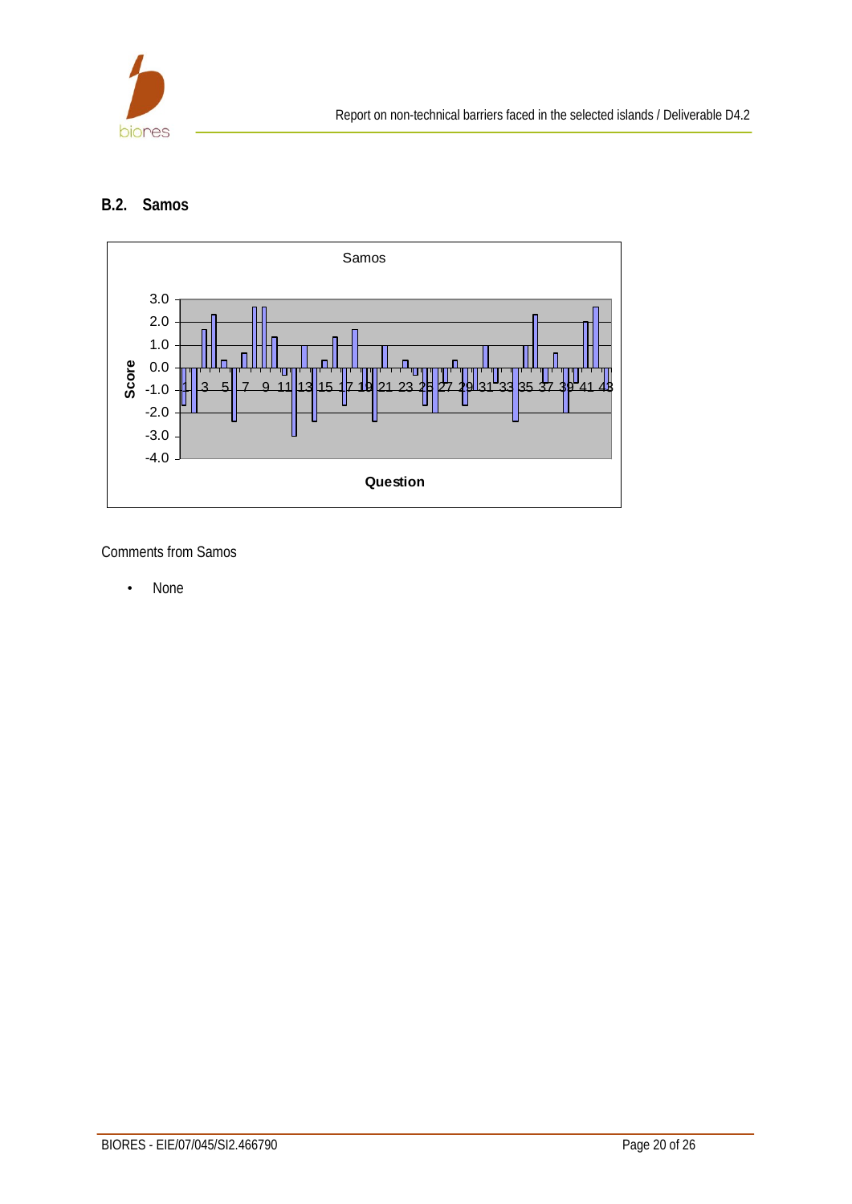## B.2. Samos

Comments from Samos

- None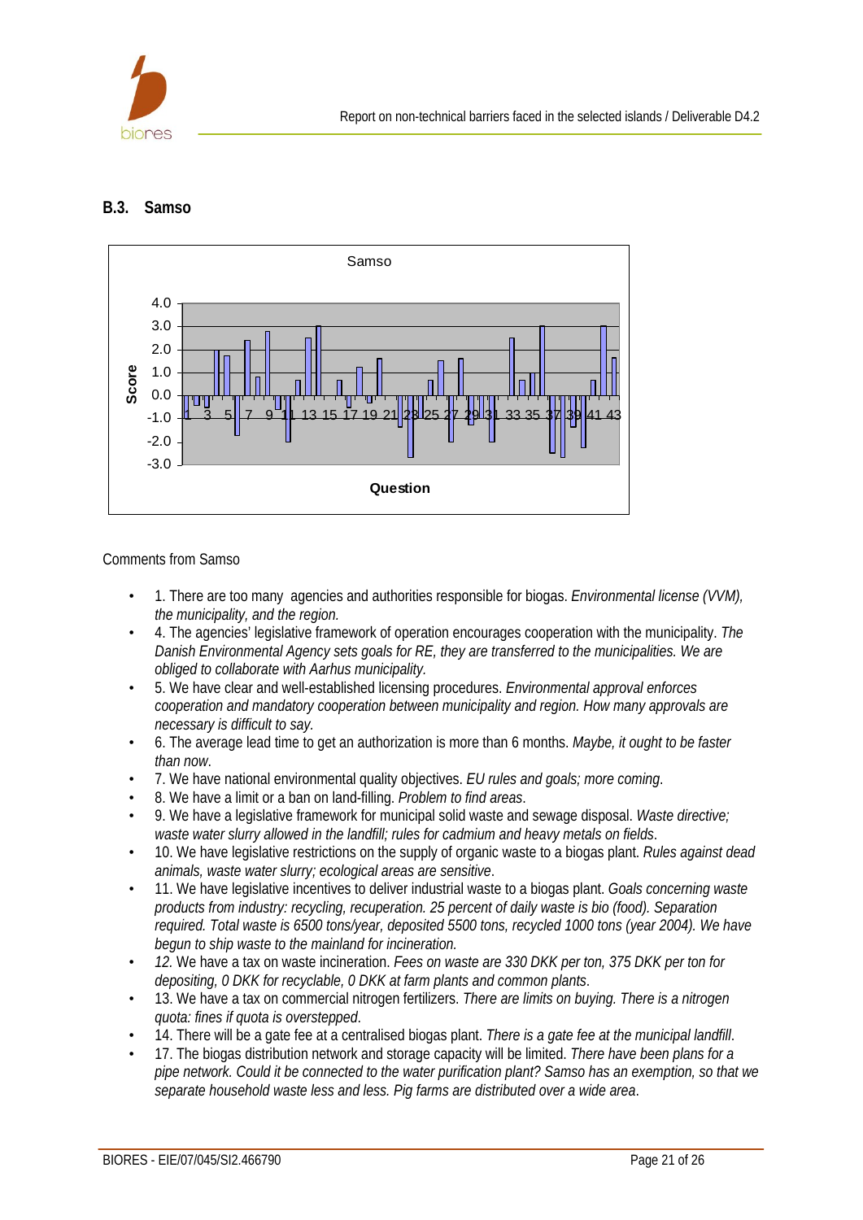### B.3. Samso

Comments from Samso

- 1. There are too many agencies and authorities responsible for biogas. *Environmental license (VVM), the municipality, and the region.*
- 4. The agencies' legislative framework of operation encourages cooperation with the municipality. *The Danish Environmental Agency sets goals for RE, they are transferred to the municipalities. We are obliged to collaborate with Aarhus municipality.*
- 5. We have clear and well-established licensing procedures. *Environmental approval enforces cooperation and mandatory cooperation between municipality and region. How many approvals are necessary is difficult to say.*
- 6. The average lead time to get an authorization is more than 6 months. *Maybe, it ought to be faster than now*.
- 7. We have national environmental quality objectives. *EU rules and goals; more coming*.
- 8. We have a limit or a ban on land-filling. *Problem to find areas*.
- 9. We have a legislative framework for municipal solid waste and sewage disposal. *Waste directive; waste water slurry allowed in the landfill; rules for cadmium and heavy metals on fields*.
- 10. We have legislative restrictions on the supply of organic waste to a biogas plant. *Rules against dead animals, waste water slurry; ecological areas are sensitive*.
- 11. We have legislative incentives to deliver industrial waste to a biogas plant. *Goals concerning waste products from industry: recycling, recuperation. 25 percent of daily waste is bio (food). Separation required. Total waste is 6500 tons/year, deposited 5500 tons, recycled 1000 tons (year 2004). We have begun to ship waste to the mainland for incineration.*
- *12.* We have a tax on waste incineration. *Fees on waste are 330 DKK per ton, 375 DKK per ton for depositing, 0 DKK for recyclable, 0 DKK at farm plants and common plants*.
- 13. We have a tax on commercial nitrogen fertilizers. *There are limits on buying. There is a nitrogen quota: fines if quota is overstepped*.
- 14. There will be a gate fee at a centralised biogas plant. *There is a gate fee at the municipal landfill*.
- 17. The biogas distribution network and storage capacity will be limited. *There have been plans for a pipe network. Could it be connected to the water purification plant? Samso has an exemption, so that we separate household waste less and less. Pig farms are distributed over a wide area*.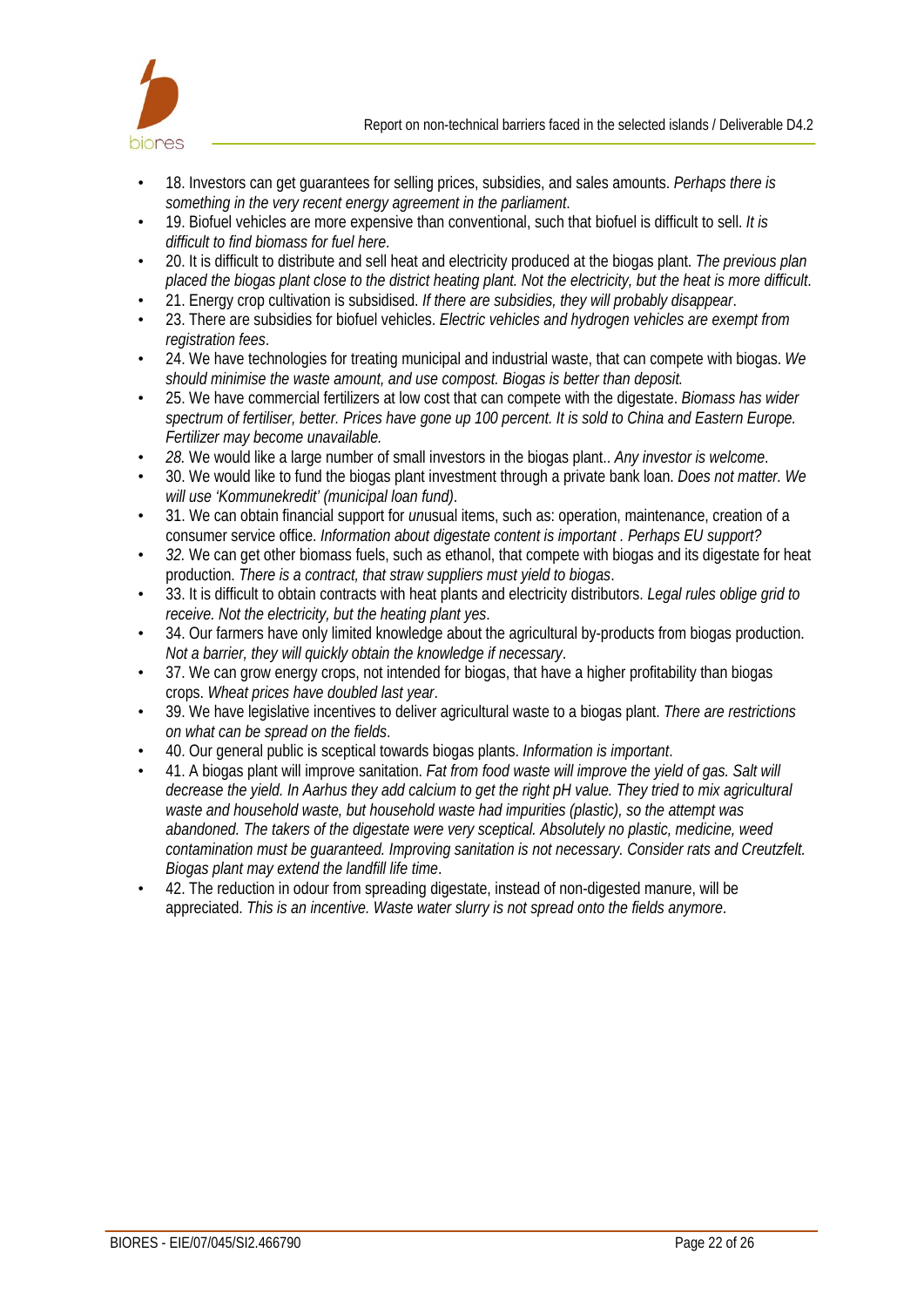- 18. Investors can get guarantees for selling prices, subsidies, and sales amounts. *Perhaps there is something in the very recent energy agreement in the parliament*.
- 19. Biofuel vehicles are more expensive than conventional, such that biofuel is difficult to sell. *It is difficult to find biomass for fuel here*.
- 20. It is difficult to distribute and sell heat and electricity produced at the biogas plant. *The previous plan placed the biogas plant close to the district heating plant. Not the electricity, but the heat is more difficult*.
- 21. Energy crop cultivation is subsidised. *If there are subsidies, they will probably disappear*.
- 23. There are subsidies for biofuel vehicles. *Electric vehicles and hydrogen vehicles are exempt from registration fees*.
- 24. We have technologies for treating municipal and industrial waste, that can compete with biogas. *We should minimise the waste amount, and use compost. Biogas is better than deposit.*
- 25. We have commercial fertilizers at low cost that can compete with the digestate. *Biomass has wider spectrum of fertiliser, better. Prices have gone up 100 percent. It is sold to China and Eastern Europe. Fertilizer may become unavailable.*
- *28.* We would like a large number of small investors in the biogas plant.. *Any investor is welcome*.
- 30. We would like to fund the biogas plant investment through a private bank loan. *Does not matter. We will use 'Kommunekredit' (municipal loan fund)*.
- 31. We can obtain financial support for *un*usual items, such as: operation, maintenance, creation of a consumer service office. *Information about digestate content is important . Perhaps EU support?*
- *32.* We can get other biomass fuels, such as ethanol, that compete with biogas and its digestate for heat production. *There is a contract, that straw suppliers must yield to biogas*.
- 33. It is difficult to obtain contracts with heat plants and electricity distributors. *Legal rules oblige grid to receive. Not the electricity, but the heating plant yes*.
- 34. Our farmers have only limited knowledge about the agricultural by-products from biogas production. *Not a barrier, they will quickly obtain the knowledge if necessary*.
- 37. We can grow energy crops, not intended for biogas, that have a higher profitability than biogas crops. *Wheat prices have doubled last year*.
- 39. We have legislative incentives to deliver agricultural waste to a biogas plant. *There are restrictions on what can be spread on the fields*.
- 40. Our general public is sceptical towards biogas plants. *Information is important*.
- 41. A biogas plant will improve sanitation. *Fat from food waste will improve the yield of gas. Salt will decrease the yield. In Aarhus they add calcium to get the right pH value. They tried to mix agricultural waste and household waste, but household waste had impurities (plastic), so the attempt was abandoned. The takers of the digestate were very sceptical. Absolutely no plastic, medicine, weed contamination must be guaranteed. Improving sanitation is not necessary. Consider rats and Creutzfelt. Biogas plant may extend the landfill life time*.
- 42. The reduction in odour from spreading digestate, instead of non-digested manure, will be appreciated. *This is an incentive. Waste water slurry is not spread onto the fields anymore*.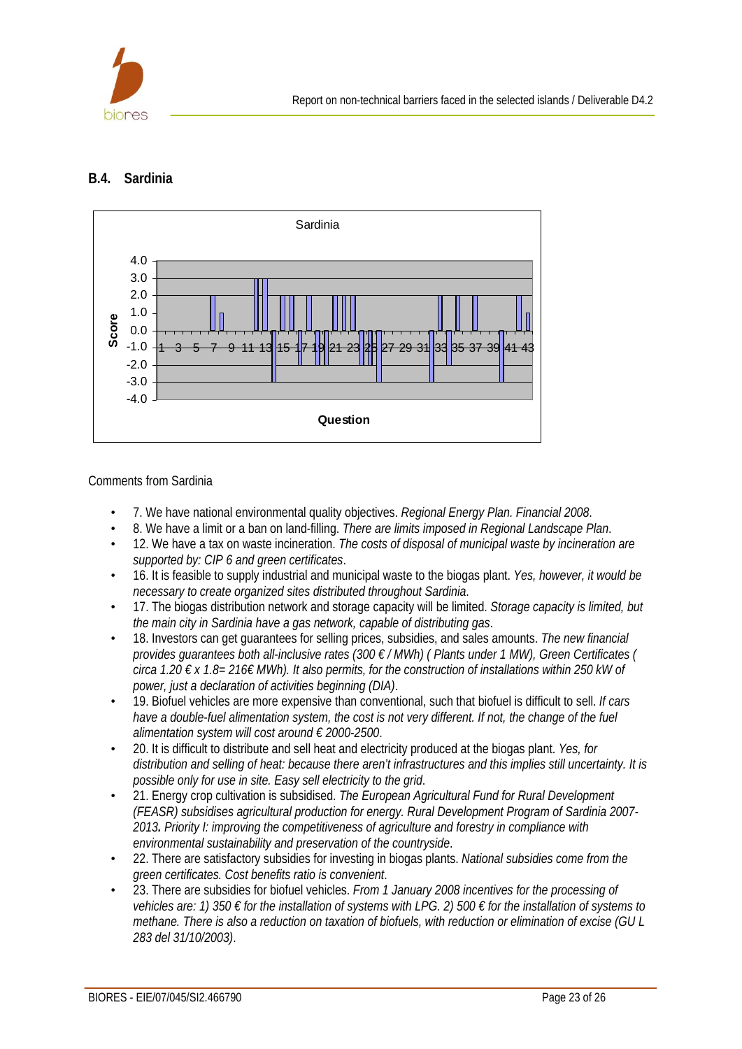## B.4. Sardinia

Comments from Sardinia

- 7. We have national environmental quality objectives. *Regional Energy Plan. Financial 2008*.
- 8. We have a limit or a ban on land-filling. *There are limits imposed in Regional Landscape Plan*.
- 12. We have a tax on waste incineration. *The costs of disposal of municipal waste by incineration are supported by: CIP 6 and green certificates*.
- 16. It is feasible to supply industrial and municipal waste to the biogas plant. *Yes, however, it would be necessary to create organized sites distributed throughout Sardinia*.
- 17. The biogas distribution network and storage capacity will be limited. *Storage capacity is limited, but the main city in Sardinia have a gas network, capable of distributing gas*.
- 18. Investors can get guarantees for selling prices, subsidies, and sales amounts. *The new financial provides guarantees both all-inclusive rates (300 € / MWh) ( Plants under 1 MW), Green Certificates ( circa 1.20 € x 1.8= 216€ MWh). It also permits, for the construction of installations within 250 kW of power, just a declaration of activities beginning (DIA)*.
- 19. Biofuel vehicles are more expensive than conventional, such that biofuel is difficult to sell. *If cars have a double-fuel alimentation system, the cost is not very different. If not, the change of the fuel alimentation system will cost around € 2000-2500*.
- 20. It is difficult to distribute and sell heat and electricity produced at the biogas plant. *Yes, for distribution and selling of heat: because there aren't infrastructures and this implies still uncertainty. It is possible only for use in site. Easy sell electricity to the grid*.
- 21. Energy crop cultivation is subsidised. *The European Agricultural Fund for Rural Development (FEASR) subsidises agricultural production for energy. Rural Development Program of Sardinia 2007-2013**.** Priority I: improving the competitiveness of agriculture and forestry in compliance with environmental sustainability and preservation of the countryside*.
- 22. There are satisfactory subsidies for investing in biogas plants. *National subsidies come from the green certificates. Cost benefits ratio is convenient*.
- 23. There are subsidies for biofuel vehicles. *From 1 January 2008 incentives for the processing of vehicles are: 1) 350 € for the installation of systems with LPG. 2) 500 € for the installation of systems to methane. There is also a reduction on taxation of biofuels, with reduction or elimination of excise (GU L 283 del 31/10/2003)*.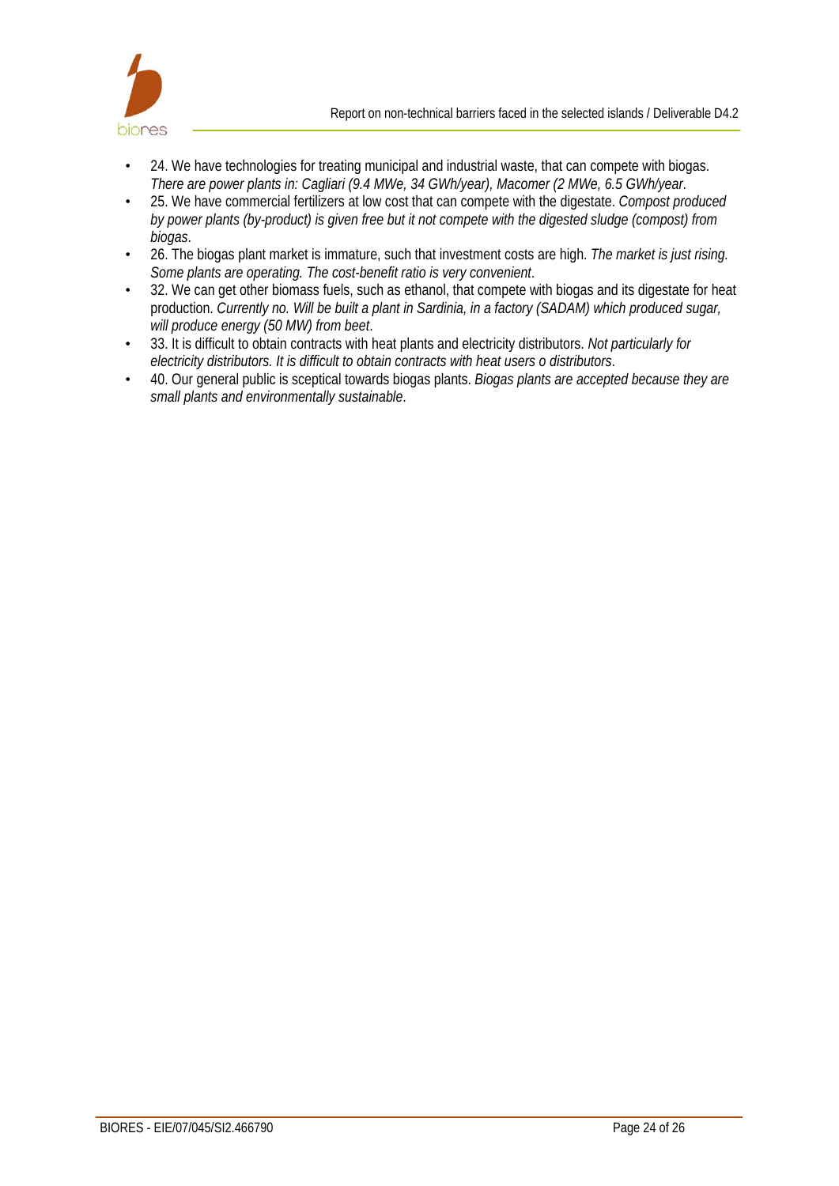- 24. We have technologies for treating municipal and industrial waste, that can compete with biogas. *There are power plants in: Cagliari (9.4 MWe, 34 GWh/year), Macomer (2 MWe, 6.5 GWh/year*.
- 25. We have commercial fertilizers at low cost that can compete with the digestate. *Compost produced by power plants (by-product) is given free but it not compete with the digested sludge (compost) from biogas*.
- 26. The biogas plant market is immature, such that investment costs are high. *The market is just rising. Some plants are operating. The cost-benefit ratio is very convenient*.
- 32. We can get other biomass fuels, such as ethanol, that compete with biogas and its digestate for heat production. *Currently no. Will be built a plant in Sardinia, in a factory (SADAM) which produced sugar, will produce energy (50 MW) from beet*.
- 33. It is difficult to obtain contracts with heat plants and electricity distributors. *Not particularly for electricity distributors. It is difficult to obtain contracts with heat users o distributors*.
- 40. Our general public is sceptical towards biogas plants. *Biogas plants are accepted because they are small plants and environmentally sustainable*.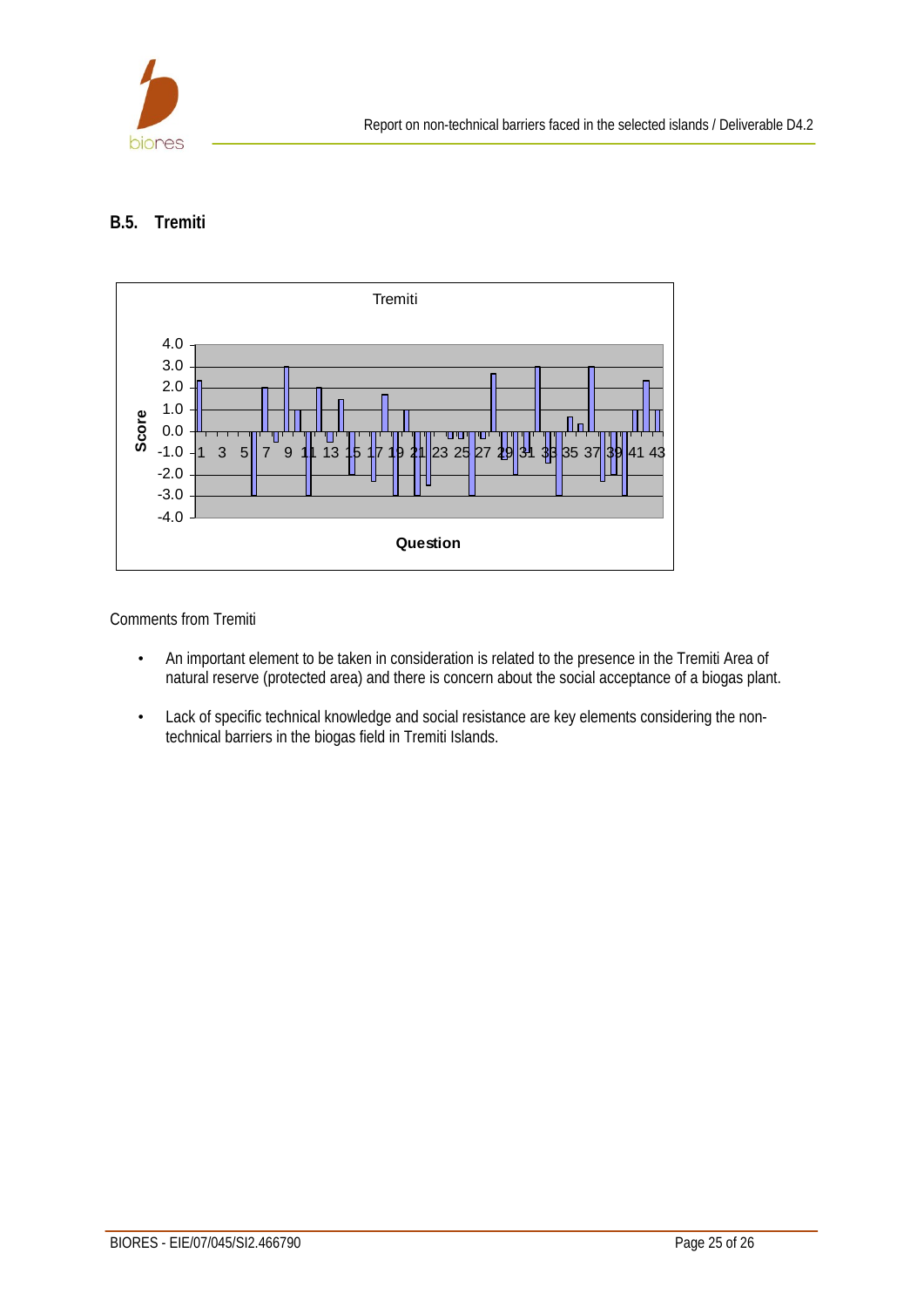## B.5. Tremiti

Comments from Tremiti

- An important element to be taken in consideration is related to the presence in the Tremiti Area of natural reserve (protected area) and there is concern about the social acceptance of a biogas plant.
- Lack of specific technical knowledge and social resistance are key elements considering the non-technical barriers in the biogas field in Tremiti Islands.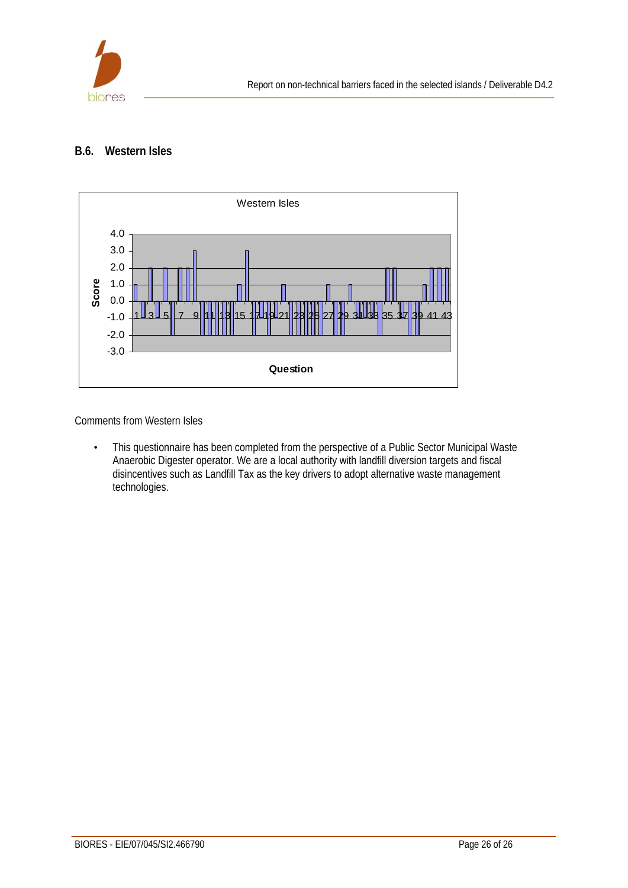## B.6. Western Isles

Western Isles

4.0
3.0
2.0
1.0
0.0
-1.0
-2.0
-3.0

Score

1 3 5 7 9 11 13 15 17 19 21 23 25 27 29 31 33 35 37 39 41 43

Question

Comments from Western Isles

- This questionnaire has been completed from the perspective of a Public Sector Municipal Waste Anaerobic Digester operator. We are a local authority with landfill diversion targets and fiscal disincentives such as Landfill Tax as the key drivers to adopt alternative waste management technologies.